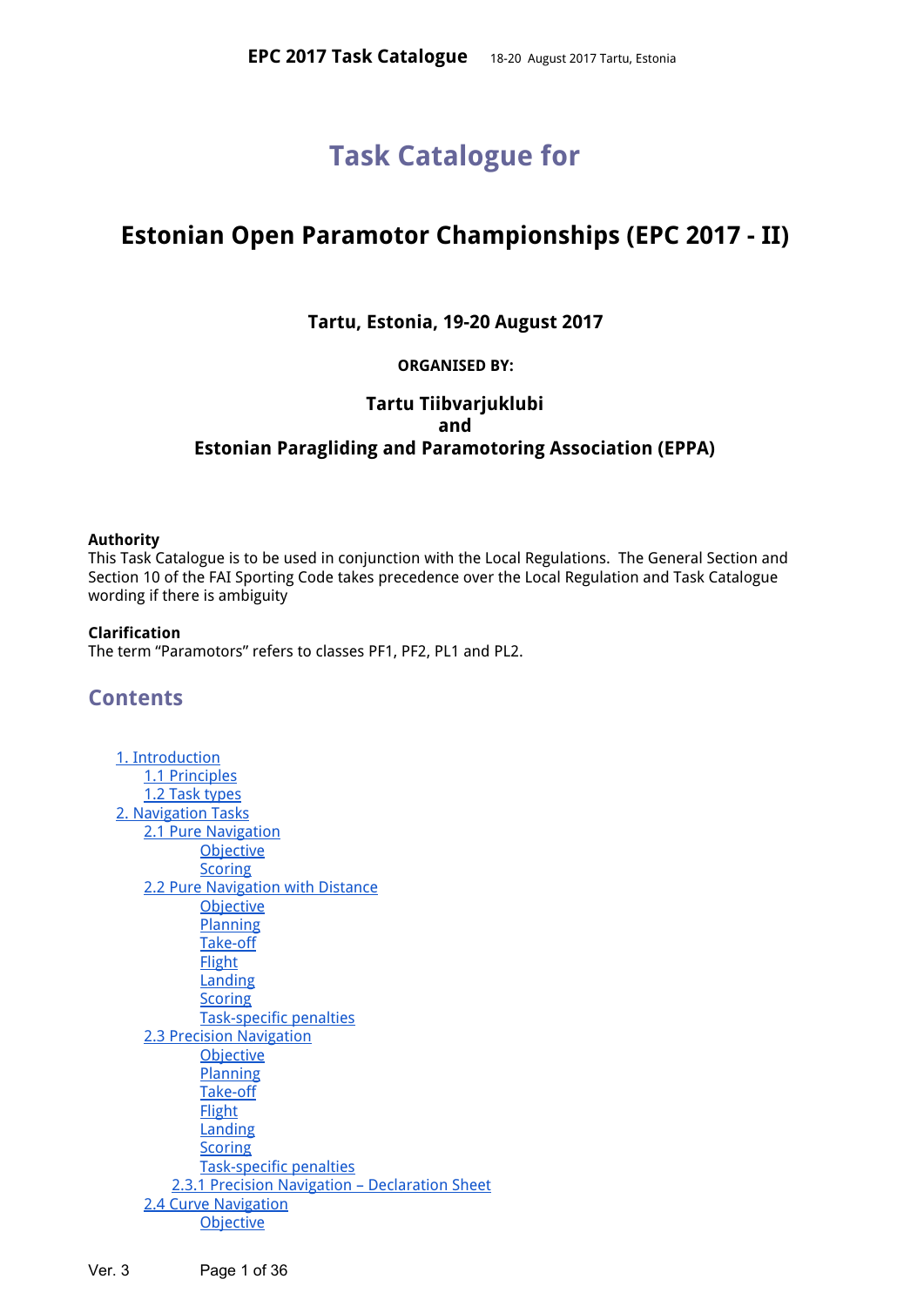# Task Catalogue for

## Estonian Open Paramotor Championships (EPC 2017 - II)

**Tartu, Estonia, 19-20 August 2017**

**ORGANISED BY:**

**Tartu Tiibvarjuklubi**
**and**
**Estonian Paragliding and Paramotoring Association (EPPA)**

**Authority**
This Task Catalogue is to be used in conjunction with the Local Regulations. The General Section and Section 10 of the FAI Sporting Code takes precedence over the Local Regulation and Task Catalogue wording if there is ambiguity

**Clarification**
The term “Paramotors” refers to classes PF1, PF2, PL1 and PL2.

## Contents

- 1. Introduction
  - 1.1 Principles
  - 1.2 Task types
- 2. Navigation Tasks
  - 2.1 Pure Navigation
    - Objective
    - Scoring
  - 2.2 Pure Navigation with Distance
    - Objective
    - Planning
    - Take-off
    - Flight
    - Landing
    - Scoring
    - Task-specific penalties
  - 2.3 Precision Navigation
    - Objective
    - Planning
    - Take-off
    - Flight
    - Landing
    - Scoring
    - Task-specific penalties
    - 2.3.1 Precision Navigation – Declaration Sheet
  - 2.4 Curve Navigation
    - Objective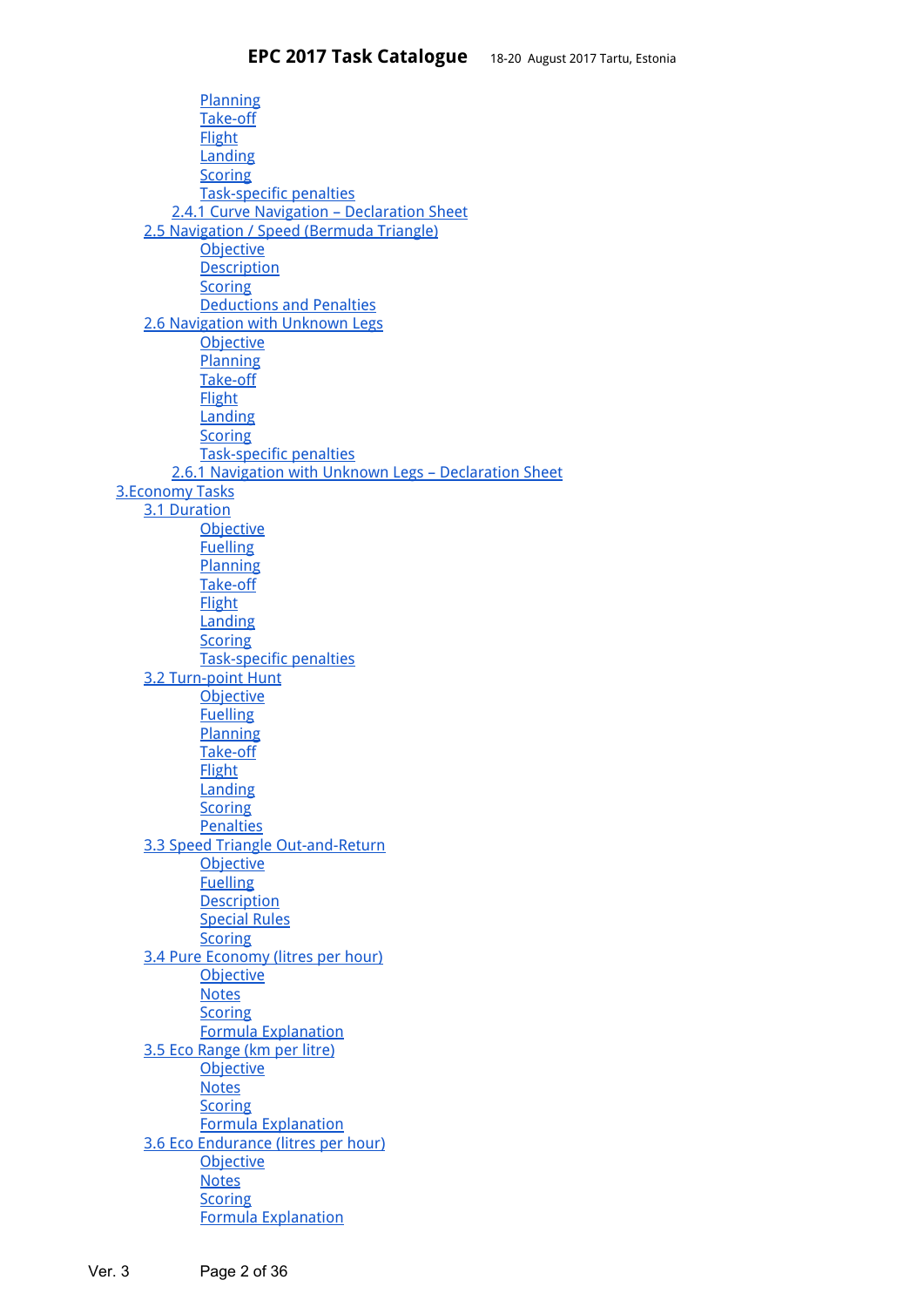- Planning
- Take-off
- Flight
- Landing
- Scoring
- Task-specific penalties

2.4.1 Curve Navigation – Declaration Sheet

2.5 Navigation / Speed (Bermuda Triangle)
- Objective
- Description
- Scoring
- Deductions and Penalties

2.6 Navigation with Unknown Legs
- Objective
- Planning
- Take-off
- Flight
- Landing
- Scoring
- Task-specific penalties

2.6.1 Navigation with Unknown Legs – Declaration Sheet

3.Economy Tasks

3.1 Duration
- Objective
- Fuelling
- Planning
- Take-off
- Flight
- Landing
- Scoring
- Task-specific penalties

3.2 Turn-point Hunt
- Objective
- Fuelling
- Planning
- Take-off
- Flight
- Landing
- Scoring
- Penalties

3.3 Speed Triangle Out-and-Return
- Objective
- Fuelling
- Description
- Special Rules
- Scoring

3.4 Pure Economy (litres per hour)
- Objective
- Notes
- Scoring
- Formula Explanation

3.5 Eco Range (km per litre)
- Objective
- Notes
- Scoring
- Formula Explanation

3.6 Eco Endurance (litres per hour)
- Objective
- Notes
- Scoring
- Formula Explanation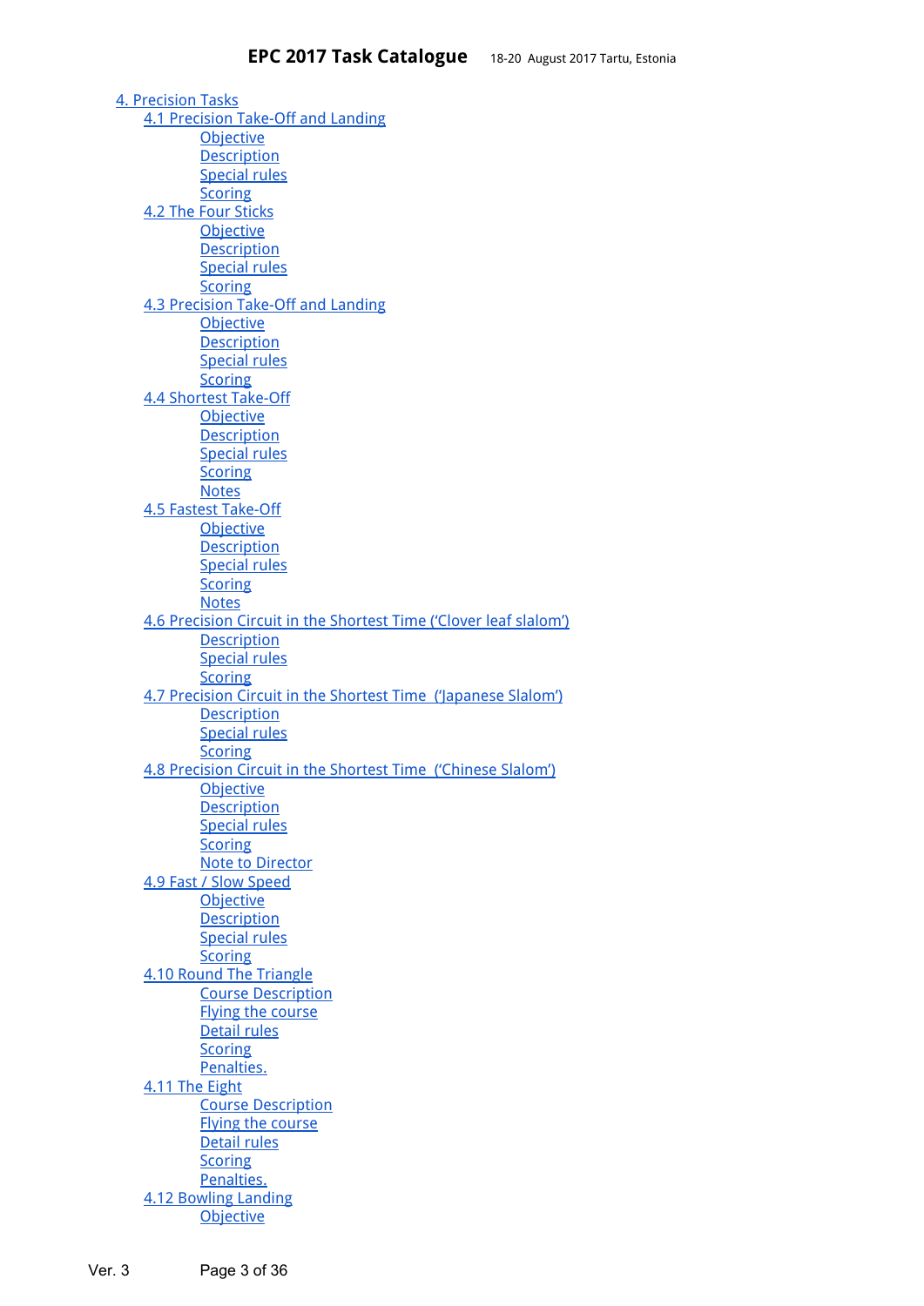- 4. Precision Tasks
  - 4.1 Precision Take-Off and Landing
    - Objective
    - Description
    - Special rules
    - Scoring
  - 4.2 The Four Sticks
    - Objective
    - Description
    - Special rules
    - Scoring
  - 4.3 Precision Take-Off and Landing
    - Objective
    - Description
    - Special rules
    - Scoring
  - 4.4 Shortest Take-Off
    - Objective
    - Description
    - Special rules
    - Scoring
    - Notes
  - 4.5 Fastest Take-Off
    - Objective
    - Description
    - Special rules
    - Scoring
    - Notes
  - 4.6 Precision Circuit in the Shortest Time ('Clover leaf slalom')
    - Description
    - Special rules
    - Scoring
  - 4.7 Precision Circuit in the Shortest Time ('Japanese Slalom')
    - Description
    - Special rules
    - Scoring
  - 4.8 Precision Circuit in the Shortest Time ('Chinese Slalom')
    - Objective
    - Description
    - Special rules
    - Scoring
    - Note to Director
  - 4.9 Fast / Slow Speed
    - Objective
    - Description
    - Special rules
    - Scoring
  - 4.10 Round The Triangle
    - Course Description
    - Flying the course
    - Detail rules
    - Scoring
    - Penalties.
  - 4.11 The Eight
    - Course Description
    - Flying the course
    - Detail rules
    - Scoring
    - Penalties.
  - 4.12 Bowling Landing
    - Objective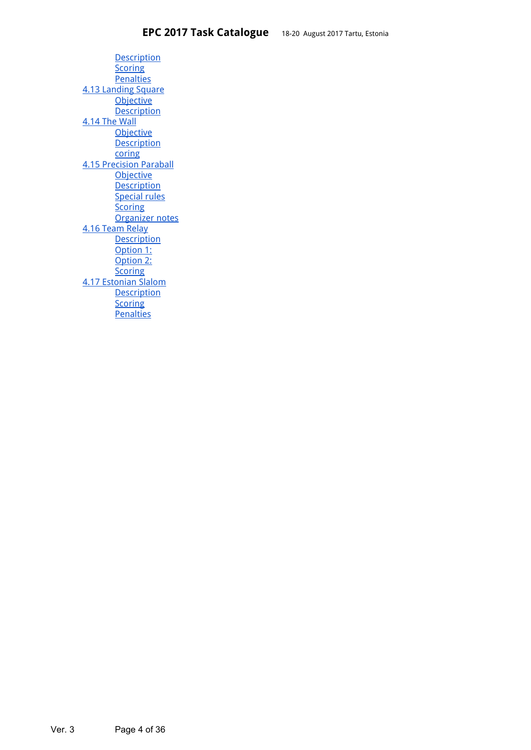- Description
- Scoring
- Penalties

4.13 Landing Square
- Objective
- Description

4.14 The Wall
- Objective
- Description
- coring

4.15 Precision Paraball
- Objective
- Description
- Special rules
- Scoring
- Organizer notes

4.16 Team Relay
- Description
- Option 1:
- Option 2:
- Scoring

4.17 Estonian Slalom
- Description
- Scoring
- Penalties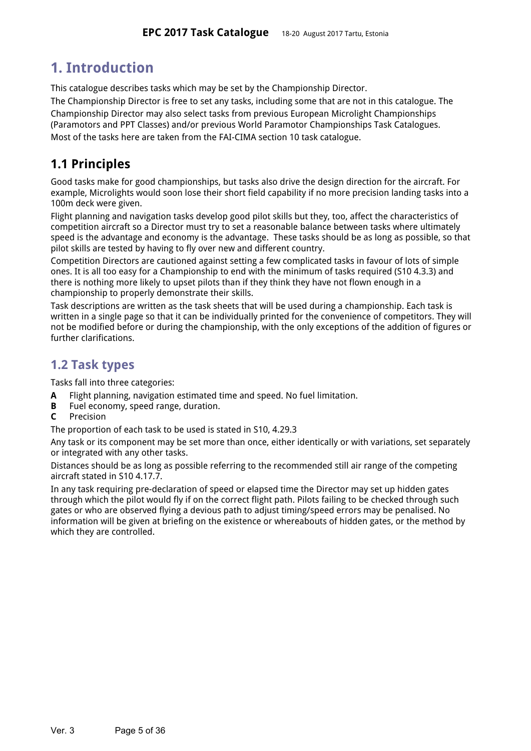# 1. Introduction

This catalogue describes tasks which may be set by the Championship Director.

The Championship Director is free to set any tasks, including some that are not in this catalogue. The Championship Director may also select tasks from previous European Microlight Championships (Paramotors and PPT Classes) and/or previous World Paramotor Championships Task Catalogues.

Most of the tasks here are taken from the FAI-CIMA section 10 task catalogue.

## 1.1 Principles

Good tasks make for good championships, but tasks also drive the design direction for the aircraft. For example, Microlights would soon lose their short field capability if no more precision landing tasks into a 100m deck were given.

Flight planning and navigation tasks develop good pilot skills but they, too, affect the characteristics of competition aircraft so a Director must try to set a reasonable balance between tasks where ultimately speed is the advantage and economy is the advantage. These tasks should be as long as possible, so that pilot skills are tested by having to fly over new and different country.

Competition Directors are cautioned against setting a few complicated tasks in favour of lots of simple ones. It is all too easy for a Championship to end with the minimum of tasks required (S10 4.3.3) and there is nothing more likely to upset pilots than if they think they have not flown enough in a championship to properly demonstrate their skills.

Task descriptions are written as the task sheets that will be used during a championship. Each task is written in a single page so that it can be individually printed for the convenience of competitors. They will not be modified before or during the championship, with the only exceptions of the addition of figures or further clarifications.

## 1.2 Task types

Tasks fall into three categories:

- **A** Flight planning, navigation estimated time and speed. No fuel limitation.
- **B** Fuel economy, speed range, duration.
- **C** Precision

The proportion of each task to be used is stated in S10, 4.29.3

Any task or its component may be set more than once, either identically or with variations, set separately or integrated with any other tasks.

Distances should be as long as possible referring to the recommended still air range of the competing aircraft stated in S10 4.17.7.

In any task requiring pre-declaration of speed or elapsed time the Director may set up hidden gates through which the pilot would fly if on the correct flight path. Pilots failing to be checked through such gates or who are observed flying a devious path to adjust timing/speed errors may be penalised. No information will be given at briefing on the existence or whereabouts of hidden gates, or the method by which they are controlled.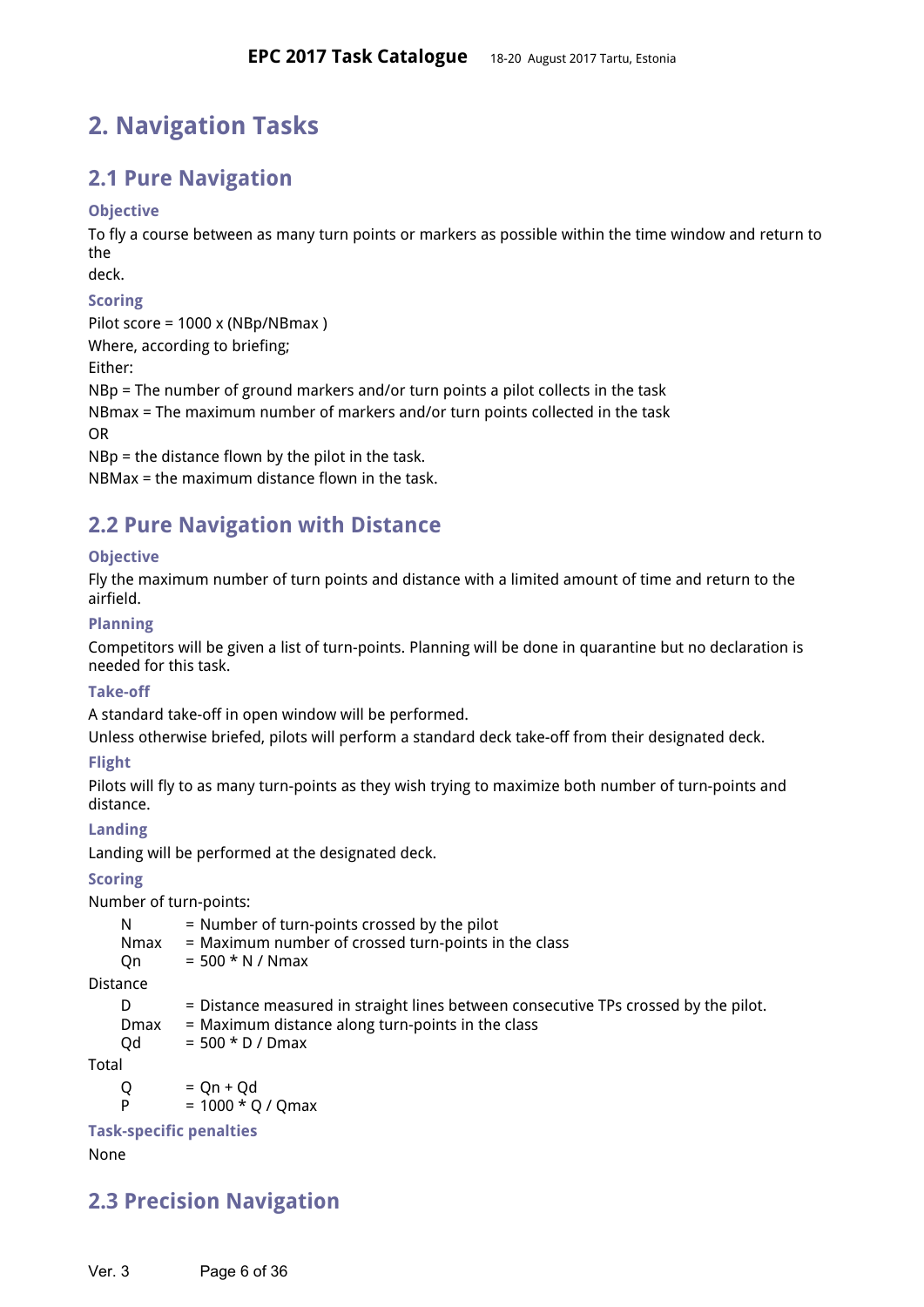# 2. Navigation Tasks

## 2.1 Pure Navigation

### Objective

To fly a course between as many turn points or markers as possible within the time window and return to the deck.

### Scoring

Pilot score = 1000 x (NBp/NBmax )

Where, according to briefing;

Either:

NBp = The number of ground markers and/or turn points a pilot collects in the task

NBmax = The maximum number of markers and/or turn points collected in the task

OR

NBp = the distance flown by the pilot in the task.

NBMax = the maximum distance flown in the task.

## 2.2 Pure Navigation with Distance

### Objective

Fly the maximum number of turn points and distance with a limited amount of time and return to the airfield.

### Planning

Competitors will be given a list of turn-points. Planning will be done in quarantine but no declaration is needed for this task.

### Take-off

A standard take-off in open window will be performed.

Unless otherwise briefed, pilots will perform a standard deck take-off from their designated deck.

### Flight

Pilots will fly to as many turn-points as they wish trying to maximize both number of turn-points and distance.

### Landing

Landing will be performed at the designated deck.

### Scoring

Number of turn-points:

- N = Number of turn-points crossed by the pilot
- Nmax = Maximum number of crossed turn-points in the class
- Qn = 500 * N / Nmax

Distance

- D = Distance measured in straight lines between consecutive TPs crossed by the pilot.
- Dmax = Maximum distance along turn-points in the class
- Qd = 500 * D / Dmax

Total

- Q = Qn + Qd
- P = 1000 * Q / Qmax

### Task-specific penalties

None

## 2.3 Precision Navigation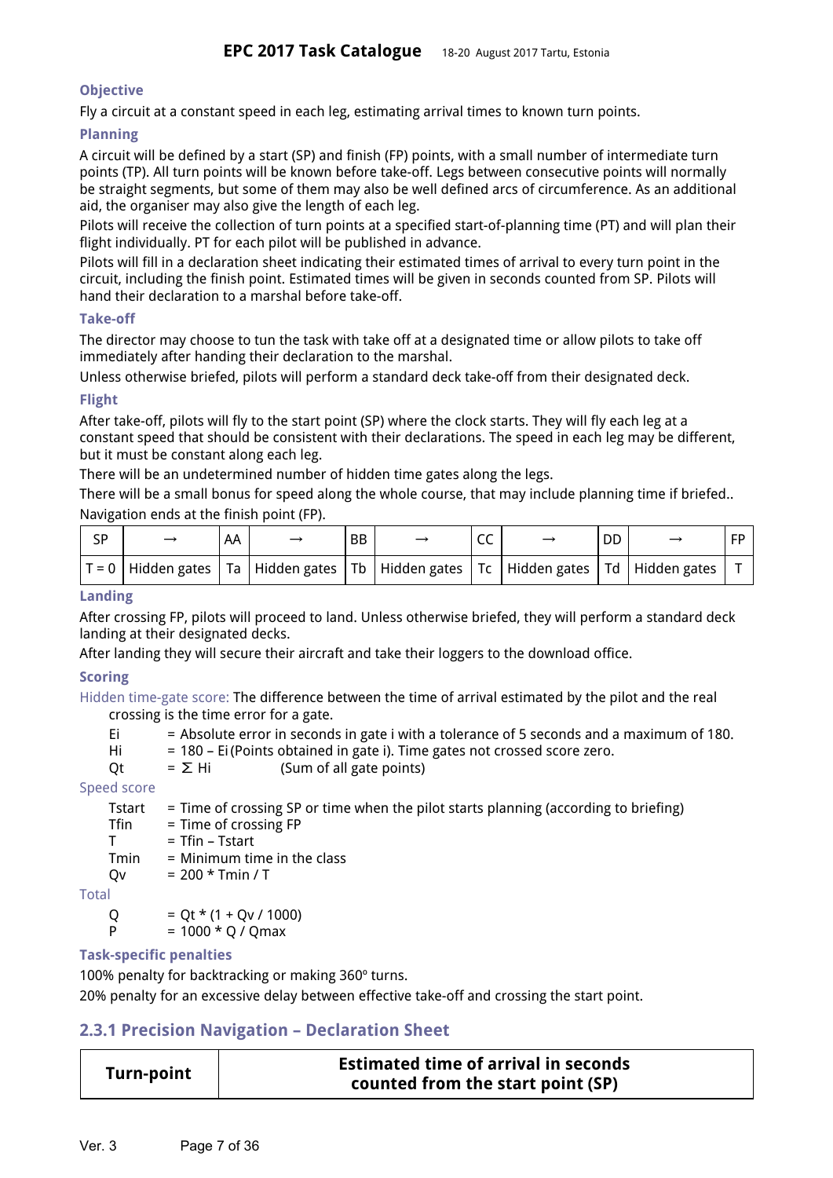#### Objective

Fly a circuit at a constant speed in each leg, estimating arrival times to known turn points.

#### Planning

A circuit will be defined by a start (SP) and finish (FP) points, with a small number of intermediate turn points (TP). All turn points will be known before take-off. Legs between consecutive points will normally be straight segments, but some of them may also be well defined arcs of circumference. As an additional aid, the organiser may also give the length of each leg.

Pilots will receive the collection of turn points at a specified start-of-planning time (PT) and will plan their flight individually. PT for each pilot will be published in advance.

Pilots will fill in a declaration sheet indicating their estimated times of arrival to every turn point in the circuit, including the finish point. Estimated times will be given in seconds counted from SP. Pilots will hand their declaration to a marshal before take-off.

#### Take-off

The director may choose to tun the task with take off at a designated time or allow pilots to take off immediately after handing their declaration to the marshal.

Unless otherwise briefed, pilots will perform a standard deck take-off from their designated deck.

#### Flight

After take-off, pilots will fly to the start point (SP) where the clock starts. They will fly each leg at a constant speed that should be consistent with their declarations. The speed in each leg may be different, but it must be constant along each leg.

There will be an undetermined number of hidden time gates along the legs.

There will be a small bonus for speed along the whole course, that may include planning time if briefed..

Navigation ends at the finish point (FP).

| SP | → | AA | → | BB | → | CC | → | DD | → | FP |
|---|---|---|---|---|---|---|---|---|---|---|
| T = 0 | Hidden gates | Ta | Hidden gates | Tb | Hidden gates | Tc | Hidden gates | Td | Hidden gates | T |

#### Landing

After crossing FP, pilots will proceed to land. Unless otherwise briefed, they will perform a standard deck landing at their designated decks.

After landing they will secure their aircraft and take their loggers to the download office.

#### Scoring

Hidden time-gate score: The difference between the time of arrival estimated by the pilot and the real crossing is the time error for a gate.

- Ei = Absolute error in seconds in gate i with a tolerance of 5 seconds and a maximum of 180.
- Hi = 180 – Ei (Points obtained in gate i). Time gates not crossed score zero.
- Qt = $\Sigma$ Hi (Sum of all gate points)

Speed score

- Tstart = Time of crossing SP or time when the pilot starts planning (according to briefing)
- Tfin = Time of crossing FP
- T = Tfin – Tstart
- Tmin = Minimum time in the class
- Qv = 200 * Tmin / T

Total

- Q = Qt * (1 + Qv / 1000)
- P = 1000 * Q / Qmax

#### Task-specific penalties

100% penalty for backtracking or making 360º turns.

20% penalty for an excessive delay between effective take-off and crossing the start point.

### 2.3.1 Precision Navigation – Declaration Sheet

| Turn-point | Estimated time of arrival in seconds counted from the start point (SP) |
|---|---|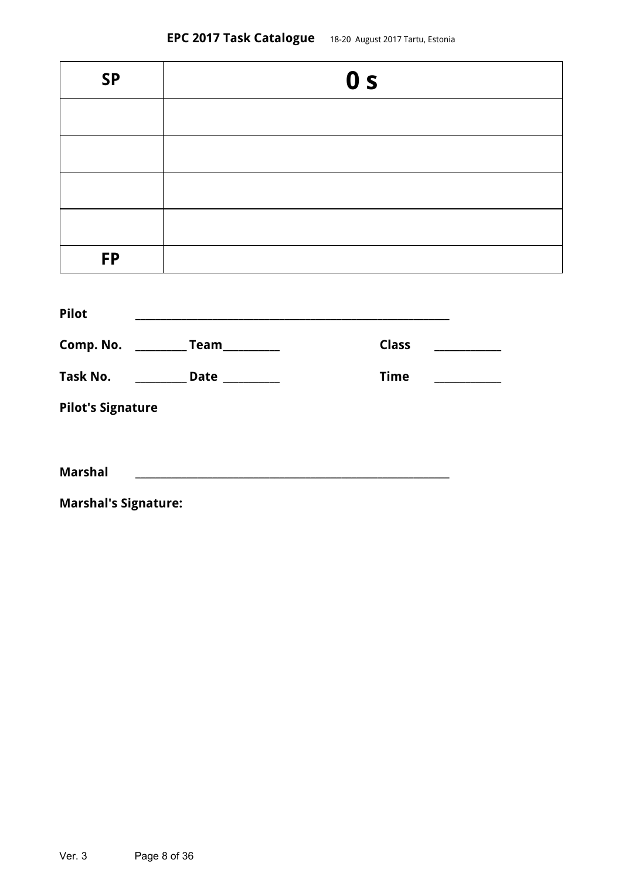| SP | 0 s |
|---|---|
| | |
| | |
| | |
| | |
| FP | |

**Pilot** ______________________________

**Comp. No.** _________ **Team**__________ **Class** ____________

**Task No.** _________ **Date** __________ **Time** ____________

**Pilot's Signature**

**Marshal** ______________________________

**Marshal's Signature:**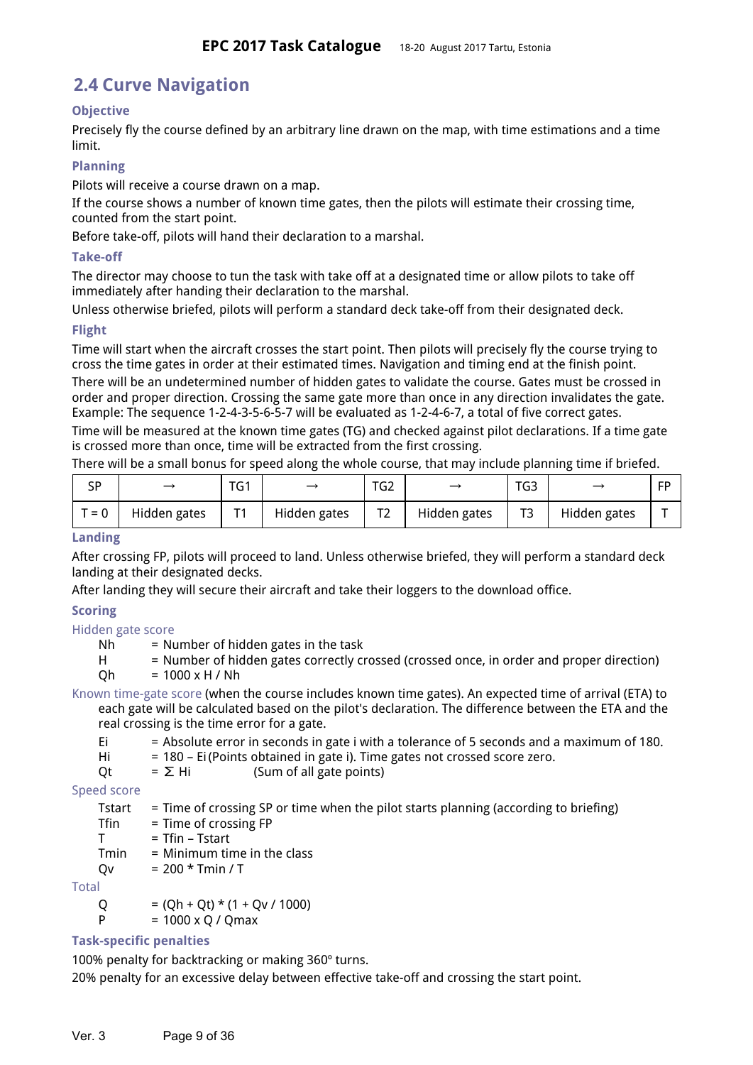## 2.4 Curve Navigation

### Objective

Precisely fly the course defined by an arbitrary line drawn on the map, with time estimations and a time limit.

### Planning

Pilots will receive a course drawn on a map.

If the course shows a number of known time gates, then the pilots will estimate their crossing time, counted from the start point.

Before take-off, pilots will hand their declaration to a marshal.

### Take-off

The director may choose to tun the task with take off at a designated time or allow pilots to take off immediately after handing their declaration to the marshal.

Unless otherwise briefed, pilots will perform a standard deck take-off from their designated deck.

### Flight

Time will start when the aircraft crosses the start point. Then pilots will precisely fly the course trying to cross the time gates in order at their estimated times. Navigation and timing end at the finish point.

There will be an undetermined number of hidden gates to validate the course. Gates must be crossed in order and proper direction. Crossing the same gate more than once in any direction invalidates the gate. Example: The sequence 1-2-4-3-5-6-5-7 will be evaluated as 1-2-4-6-7, a total of five correct gates.

Time will be measured at the known time gates (TG) and checked against pilot declarations. If a time gate is crossed more than once, time will be extracted from the first crossing.

There will be a small bonus for speed along the whole course, that may include planning time if briefed.

| SP | → | TG1 | → | TG2 | → | TG3 | → | FP |
|---|---|---|---|---|---|---|---|---|
| T = 0 | Hidden gates | T1 | Hidden gates | T2 | Hidden gates | T3 | Hidden gates | T |

### Landing

After crossing FP, pilots will proceed to land. Unless otherwise briefed, they will perform a standard deck landing at their designated decks.

After landing they will secure their aircraft and take their loggers to the download office.

### Scoring

Hidden gate score

- Nh = Number of hidden gates in the task
- H = Number of hidden gates correctly crossed (crossed once, in order and proper direction)
- Qh = 1000 x H / Nh

Known time-gate score (when the course includes known time gates). An expected time of arrival (ETA) to each gate will be calculated based on the pilot's declaration. The difference between the ETA and the real crossing is the time error for a gate.

- Ei = Absolute error in seconds in gate i with a tolerance of 5 seconds and a maximum of 180.
- Hi = 180 – Ei (Points obtained in gate i). Time gates not crossed score zero.
- Qt = Σ Hi (Sum of all gate points)

Speed score

- Tstart = Time of crossing SP or time when the pilot starts planning (according to briefing)
- Tfin = Time of crossing FP
- T = Tfin – Tstart
- Tmin = Minimum time in the class
- Qv = 200 * Tmin / T

Total

- Q = (Qh + Qt) * (1 + Qv / 1000)
- P = 1000 x Q / Qmax

### Task-specific penalties

100% penalty for backtracking or making 360º turns.

20% penalty for an excessive delay between effective take-off and crossing the start point.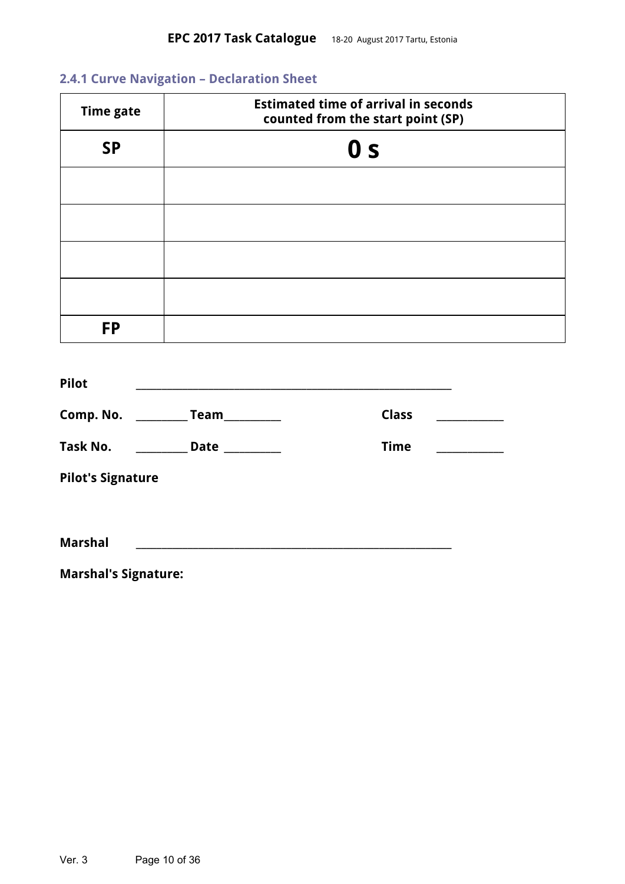### 2.4.1 Curve Navigation – Declaration Sheet

| Time gate | Estimated time of arrival in seconds counted from the start point (SP) |
|---|---|
| **SP** | **0 s** |
| | |
| | |
| | |
| | |
| **FP** | |

**Pilot** ________________________________________________

**Comp. No.** ________ **Team**_________ **Class** ___________

**Task No.** ________ **Date** _________ **Time** ___________

**Pilot's Signature**

**Marshal** ________________________________________________

**Marshal's Signature:**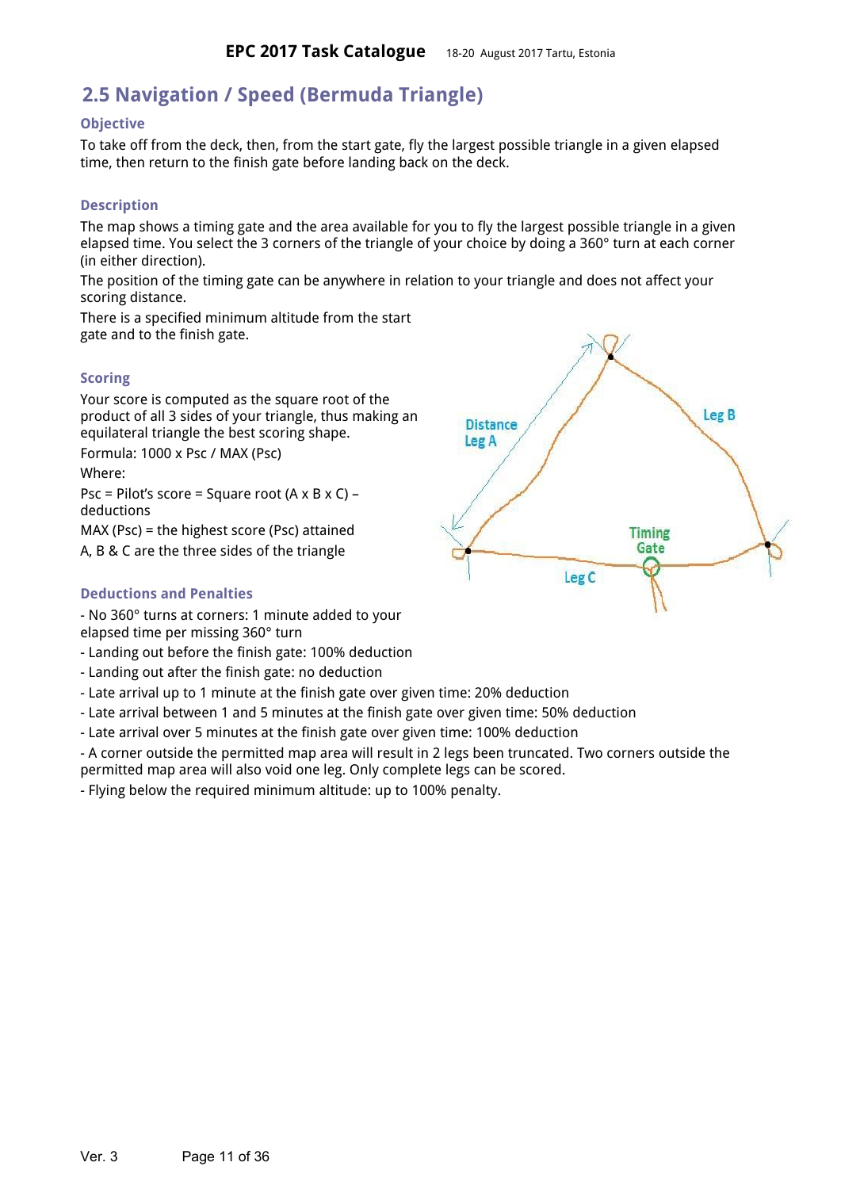## 2.5 Navigation / Speed (Bermuda Triangle)

### Objective

To take off from the deck, then, from the start gate, fly the largest possible triangle in a given elapsed time, then return to the finish gate before landing back on the deck.

### Description

The map shows a timing gate and the area available for you to fly the largest possible triangle in a given elapsed time. You select the 3 corners of the triangle of your choice by doing a 360° turn at each corner (in either direction).

The position of the timing gate can be anywhere in relation to your triangle and does not affect your scoring distance.

There is a specified minimum altitude from the start gate and to the finish gate.

### Scoring

Your score is computed as the square root of the product of all 3 sides of your triangle, thus making an equilateral triangle the best scoring shape.

Formula: 1000 x Psc / MAX (Psc)

Where:

Psc = Pilot's score = Square root (A x B x C) – deductions

MAX (Psc) = the highest score (Psc) attained

A, B & C are the three sides of the triangle

Distance Leg A

Leg B

Leg C

Timing Gate

### Deductions and Penalties

- No 360° turns at corners: 1 minute added to your elapsed time per missing 360° turn
- Landing out before the finish gate: 100% deduction
- Landing out after the finish gate: no deduction
- Late arrival up to 1 minute at the finish gate over given time: 20% deduction
- Late arrival between 1 and 5 minutes at the finish gate over given time: 50% deduction
- Late arrival over 5 minutes at the finish gate over given time: 100% deduction
- A corner outside the permitted map area will result in 2 legs been truncated. Two corners outside the permitted map area will also void one leg. Only complete legs can be scored.
- Flying below the required minimum altitude: up to 100% penalty.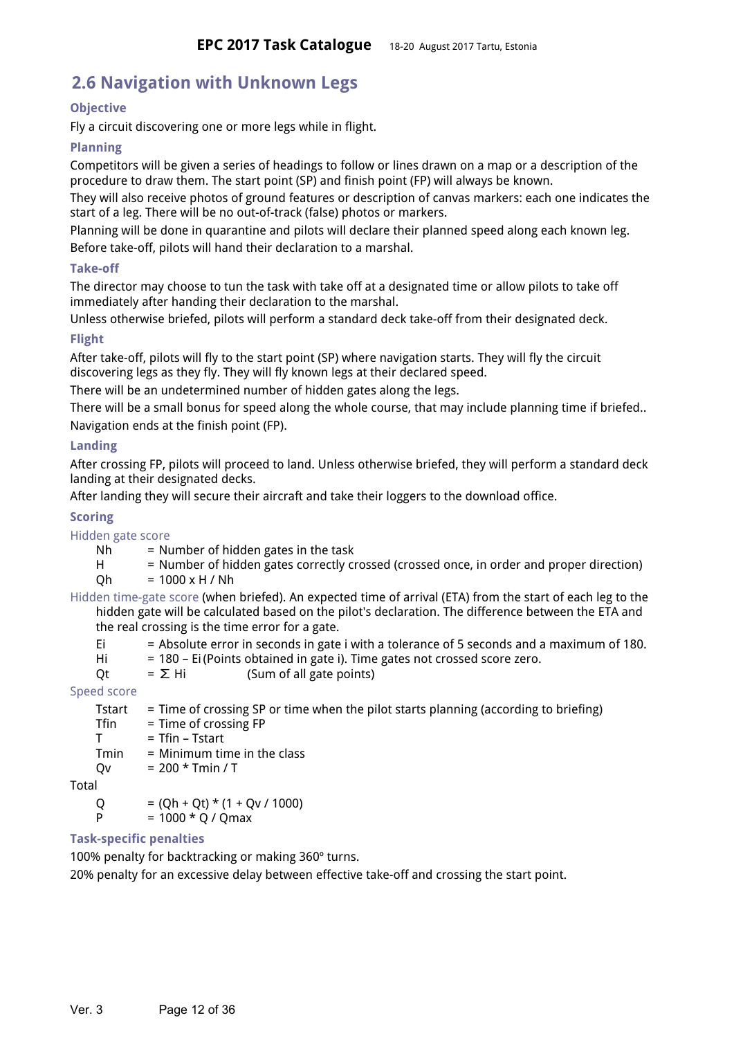## 2.6 Navigation with Unknown Legs

### Objective

Fly a circuit discovering one or more legs while in flight.

### Planning

Competitors will be given a series of headings to follow or lines drawn on a map or a description of the procedure to draw them. The start point (SP) and finish point (FP) will always be known.

They will also receive photos of ground features or description of canvas markers: each one indicates the start of a leg. There will be no out-of-track (false) photos or markers.

Planning will be done in quarantine and pilots will declare their planned speed along each known leg.

Before take-off, pilots will hand their declaration to a marshal.

### Take-off

The director may choose to tun the task with take off at a designated time or allow pilots to take off immediately after handing their declaration to the marshal.

Unless otherwise briefed, pilots will perform a standard deck take-off from their designated deck.

### Flight

After take-off, pilots will fly to the start point (SP) where navigation starts. They will fly the circuit discovering legs as they fly. They will fly known legs at their declared speed.

There will be an undetermined number of hidden gates along the legs.

There will be a small bonus for speed along the whole course, that may include planning time if briefed..

Navigation ends at the finish point (FP).

### Landing

After crossing FP, pilots will proceed to land. Unless otherwise briefed, they will perform a standard deck landing at their designated decks.

After landing they will secure their aircraft and take their loggers to the download office.

### Scoring

Hidden gate score

- $N_h$ = Number of hidden gates in the task
- $H$ = Number of hidden gates correctly crossed (crossed once, in order and proper direction)
- $Q_h$ = $1000 \times H / N_h$

Hidden time-gate score (when briefed). An expected time of arrival (ETA) from the start of each leg to the hidden gate will be calculated based on the pilot's declaration. The difference between the ETA and the real crossing is the time error for a gate.

- $E_i$ = Absolute error in seconds in gate i with a tolerance of 5 seconds and a maximum of 180.
- $H_i$ = $180 - E_i$ (Points obtained in gate i). Time gates not crossed score zero.
- $Q_t$ = $\Sigma H_i$ (Sum of all gate points)

Speed score

- $T_{start}$ = Time of crossing SP or time when the pilot starts planning (according to briefing)
- $T_{fin}$ = Time of crossing FP
- $T$ = $T_{fin} - T_{start}$
- $T_{min}$ = Minimum time in the class
- $Q_v$ = $200 \times T_{min} / T$

Total

- $Q$ = $(Q_h + Q_t) \times (1 + Q_v / 1000)$
- $P$ = $1000 \times Q / Q_{max}$

### Task-specific penalties

100% penalty for backtracking or making 360º turns.

20% penalty for an excessive delay between effective take-off and crossing the start point.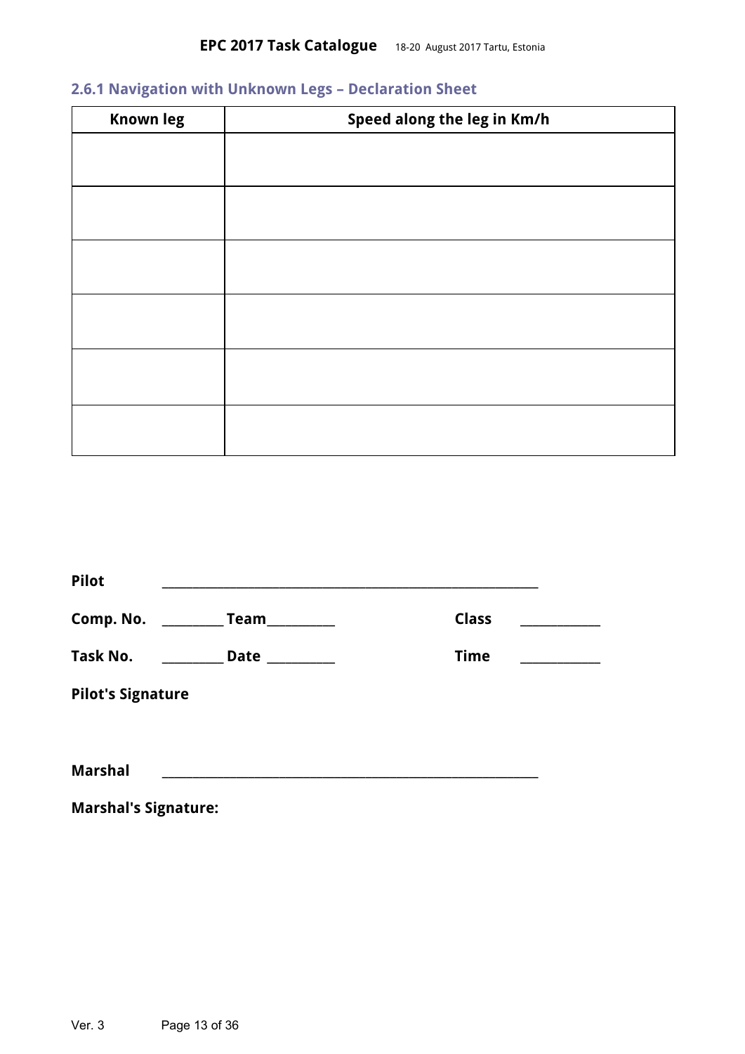### 2.6.1 Navigation with Unknown Legs – Declaration Sheet

| Known leg | Speed along the leg in Km/h |
|---|---|
| | |
| | |
| | |
| | |
| | |
| | |

**Pilot** _______________________________________________

**Comp. No.** ________ **Team**_________ **Class** ___________

**Task No.** ________ **Date** _________ **Time** ___________

**Pilot's Signature**

**Marshal** _______________________________________________

**Marshal's Signature:**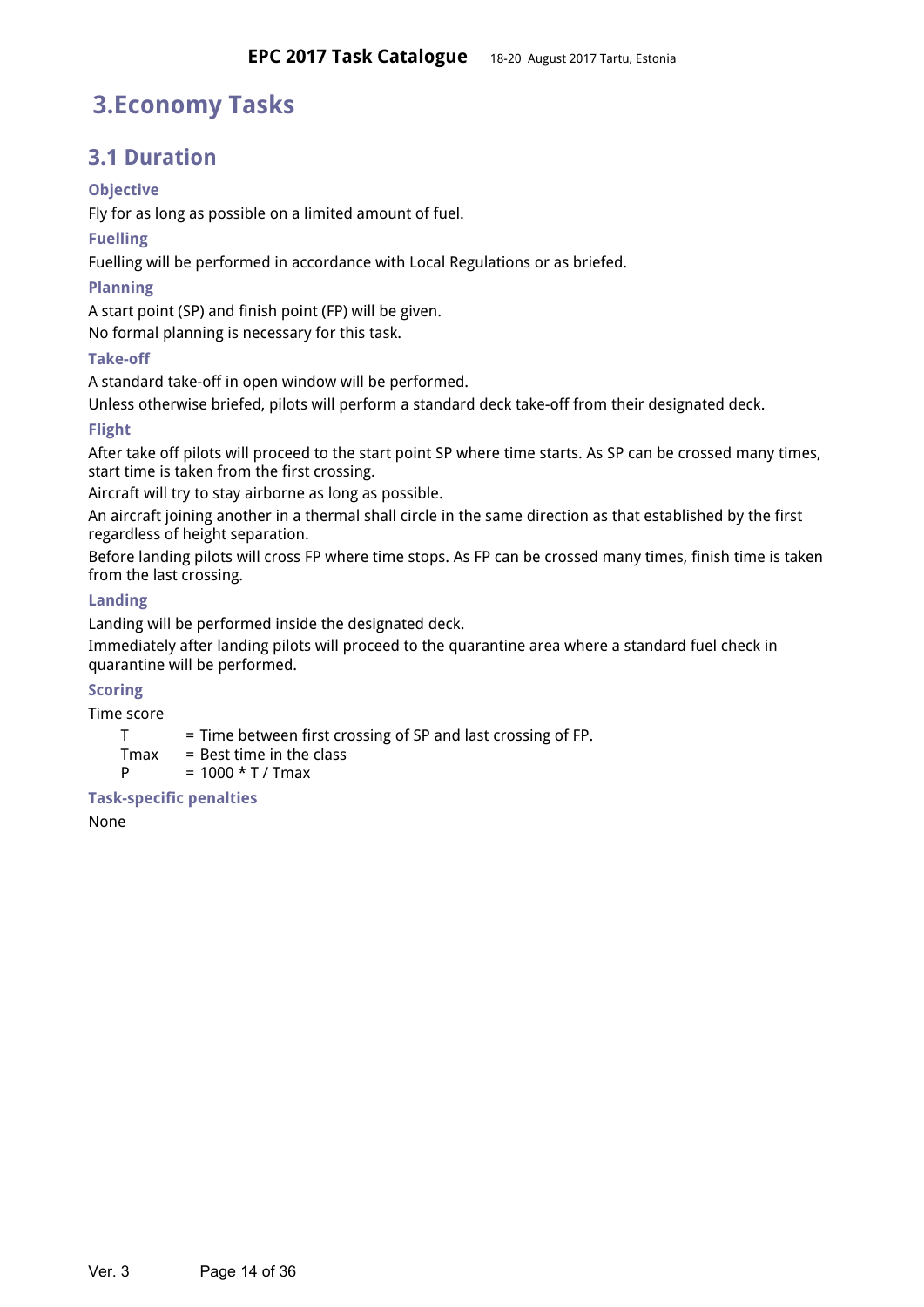# 3.Economy Tasks

## 3.1 Duration

### Objective

Fly for as long as possible on a limited amount of fuel.

### Fuelling

Fuelling will be performed in accordance with Local Regulations or as briefed.

### Planning

A start point (SP) and finish point (FP) will be given.

No formal planning is necessary for this task.

### Take-off

A standard take-off in open window will be performed.

Unless otherwise briefed, pilots will perform a standard deck take-off from their designated deck.

### Flight

After take off pilots will proceed to the start point SP where time starts. As SP can be crossed many times, start time is taken from the first crossing.

Aircraft will try to stay airborne as long as possible.

An aircraft joining another in a thermal shall circle in the same direction as that established by the first regardless of height separation.

Before landing pilots will cross FP where time stops. As FP can be crossed many times, finish time is taken from the last crossing.

### Landing

Landing will be performed inside the designated deck.

Immediately after landing pilots will proceed to the quarantine area where a standard fuel check in quarantine will be performed.

### Scoring

Time score

- T = Time between first crossing of SP and last crossing of FP.
- Tmax = Best time in the class
- P = 1000 * T / Tmax

### Task-specific penalties

None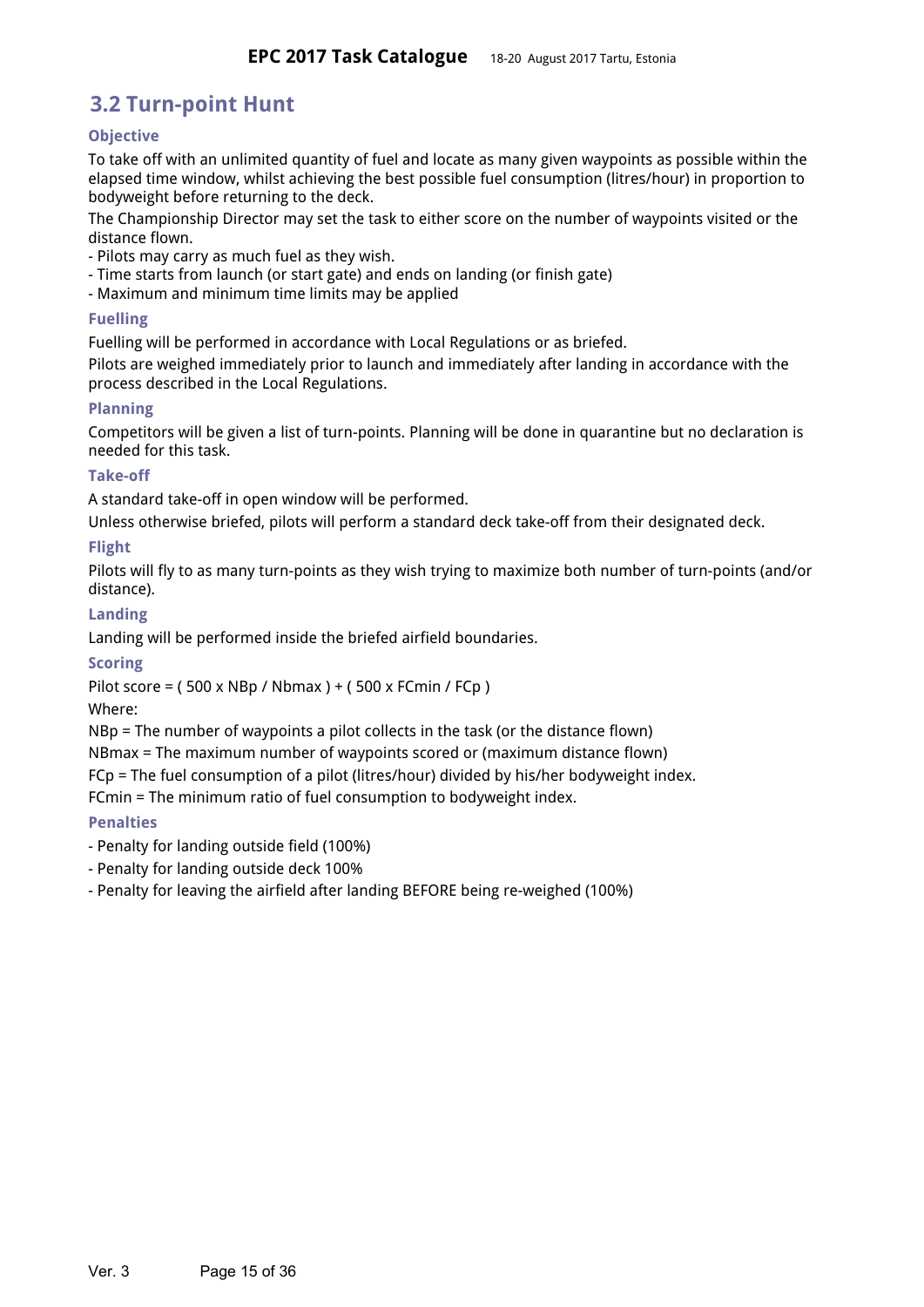## 3.2 Turn-point Hunt

### Objective

To take off with an unlimited quantity of fuel and locate as many given waypoints as possible within the elapsed time window, whilst achieving the best possible fuel consumption (litres/hour) in proportion to bodyweight before returning to the deck.

The Championship Director may set the task to either score on the number of waypoints visited or the distance flown.

- Pilots may carry as much fuel as they wish.
- Time starts from launch (or start gate) and ends on landing (or finish gate)
- Maximum and minimum time limits may be applied

### Fuelling

Fuelling will be performed in accordance with Local Regulations or as briefed.

Pilots are weighed immediately prior to launch and immediately after landing in accordance with the process described in the Local Regulations.

### Planning

Competitors will be given a list of turn-points. Planning will be done in quarantine but no declaration is needed for this task.

### Take-off

A standard take-off in open window will be performed.

Unless otherwise briefed, pilots will perform a standard deck take-off from their designated deck.

### Flight

Pilots will fly to as many turn-points as they wish trying to maximize both number of turn-points (and/or distance).

### Landing

Landing will be performed inside the briefed airfield boundaries.

### Scoring

Pilot score = ( 500 x NBp / Nbmax ) + ( 500 x FCmin / FCp )

Where:

NBp = The number of waypoints a pilot collects in the task (or the distance flown)

NBmax = The maximum number of waypoints scored or (maximum distance flown)

FCp = The fuel consumption of a pilot (litres/hour) divided by his/her bodyweight index.

FCmin = The minimum ratio of fuel consumption to bodyweight index.

### Penalties

- Penalty for landing outside field (100%)
- Penalty for landing outside deck 100%
- Penalty for leaving the airfield after landing BEFORE being re-weighed (100%)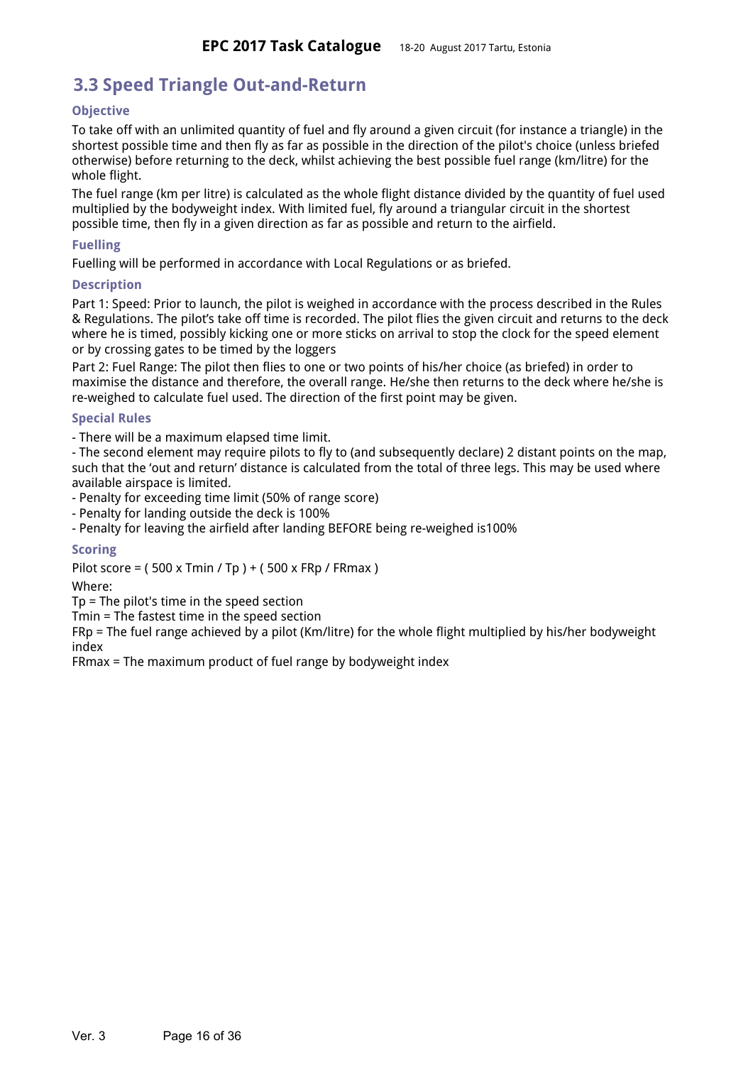## 3.3 Speed Triangle Out-and-Return

### Objective

To take off with an unlimited quantity of fuel and fly around a given circuit (for instance a triangle) in the shortest possible time and then fly as far as possible in the direction of the pilot's choice (unless briefed otherwise) before returning to the deck, whilst achieving the best possible fuel range (km/litre) for the whole flight.

The fuel range (km per litre) is calculated as the whole flight distance divided by the quantity of fuel used multiplied by the bodyweight index. With limited fuel, fly around a triangular circuit in the shortest possible time, then fly in a given direction as far as possible and return to the airfield.

### Fuelling

Fuelling will be performed in accordance with Local Regulations or as briefed.

### Description

Part 1: Speed: Prior to launch, the pilot is weighed in accordance with the process described in the Rules & Regulations. The pilot's take off time is recorded. The pilot flies the given circuit and returns to the deck where he is timed, possibly kicking one or more sticks on arrival to stop the clock for the speed element or by crossing gates to be timed by the loggers

Part 2: Fuel Range: The pilot then flies to one or two points of his/her choice (as briefed) in order to maximise the distance and therefore, the overall range. He/she then returns to the deck where he/she is re-weighed to calculate fuel used. The direction of the first point may be given.

### Special Rules

- There will be a maximum elapsed time limit.
- The second element may require pilots to fly to (and subsequently declare) 2 distant points on the map, such that the 'out and return' distance is calculated from the total of three legs. This may be used where available airspace is limited.
- Penalty for exceeding time limit (50% of range score)
- Penalty for landing outside the deck is 100%
- Penalty for leaving the airfield after landing BEFORE being re-weighed is100%

### Scoring

Pilot score = ( 500 x Tmin / Tp ) + ( 500 x FRp / FRmax )

Where:

Tp = The pilot's time in the speed section

Tmin = The fastest time in the speed section

FRp = The fuel range achieved by a pilot (Km/litre) for the whole flight multiplied by his/her bodyweight index

FRmax = The maximum product of fuel range by bodyweight index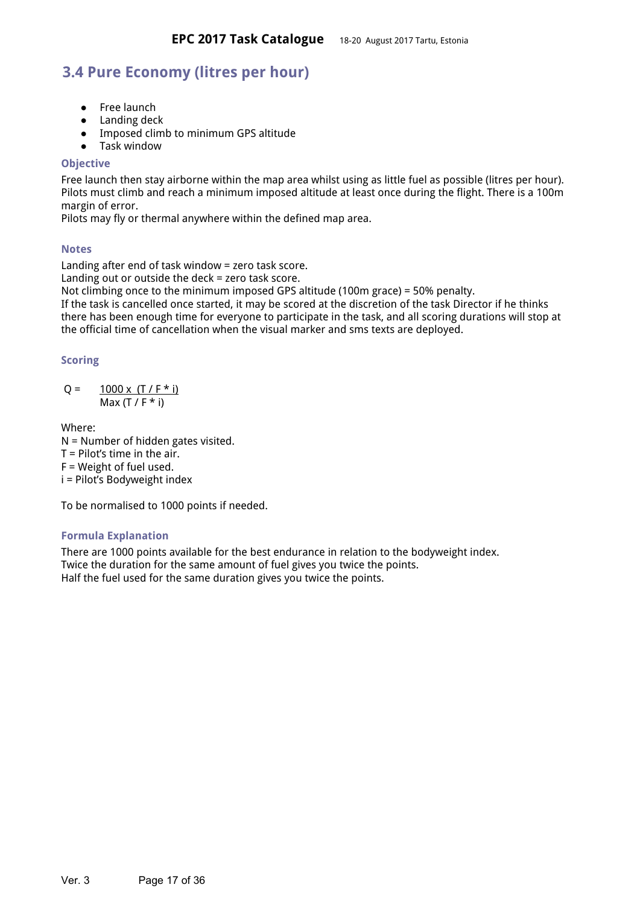## 3.4 Pure Economy (litres per hour)

- Free launch
- Landing deck
- Imposed climb to minimum GPS altitude
- Task window

### Objective

Free launch then stay airborne within the map area whilst using as little fuel as possible (litres per hour). Pilots must climb and reach a minimum imposed altitude at least once during the flight. There is a 100m margin of error.
Pilots may fly or thermal anywhere within the defined map area.

### Notes

Landing after end of task window = zero task score.
Landing out or outside the deck = zero task score.
Not climbing once to the minimum imposed GPS altitude (100m grace) = 50% penalty.
If the task is cancelled once started, it may be scored at the discretion of the task Director if he thinks there has been enough time for everyone to participate in the task, and all scoring durations will stop at the official time of cancellation when the visual marker and sms texts are deployed.

### Scoring

$$Q = \frac{1000 \times (T / F * i)}{\mathrm{Max}\,(T / F * i)}$$

Where:
N = Number of hidden gates visited.
T = Pilot's time in the air.
F = Weight of fuel used.
i = Pilot's Bodyweight index

To be normalised to 1000 points if needed.

### Formula Explanation

There are 1000 points available for the best endurance in relation to the bodyweight index.
Twice the duration for the same amount of fuel gives you twice the points.
Half the fuel used for the same duration gives you twice the points.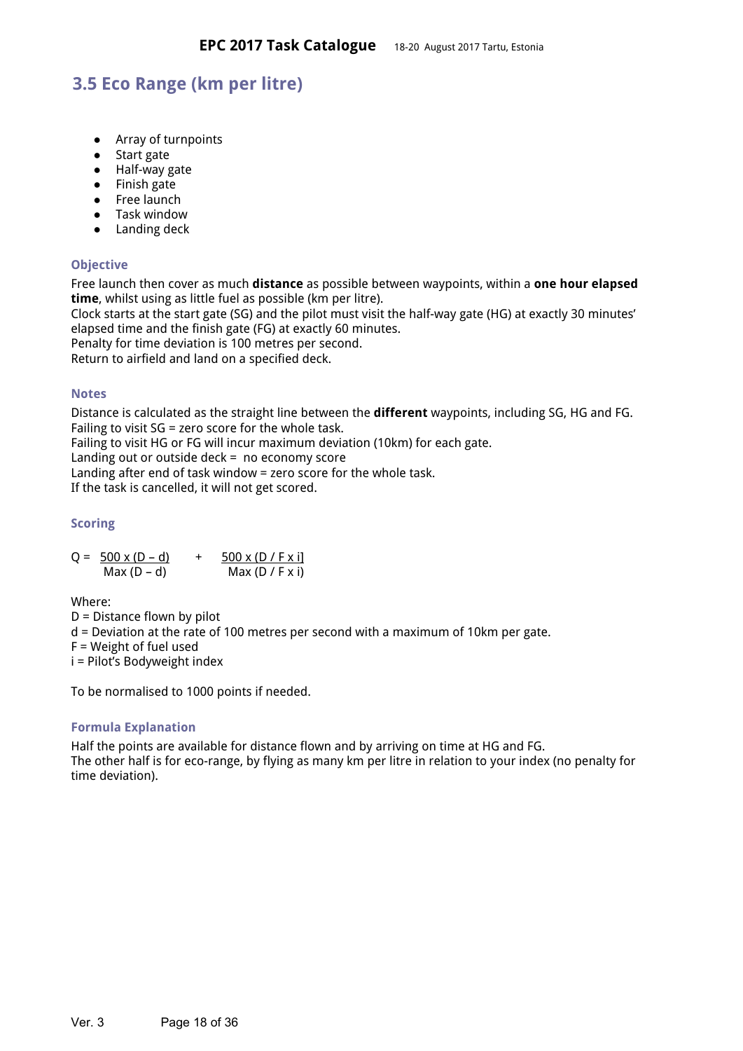## 3.5 Eco Range (km per litre)

- Array of turnpoints
- Start gate
- Half-way gate
- Finish gate
- Free launch
- Task window
- Landing deck

### Objective

Free launch then cover as much **distance** as possible between waypoints, within a **one hour elapsed time**, whilst using as little fuel as possible (km per litre).
Clock starts at the start gate (SG) and the pilot must visit the half-way gate (HG) at exactly 30 minutes' elapsed time and the finish gate (FG) at exactly 60 minutes.
Penalty for time deviation is 100 metres per second.
Return to airfield and land on a specified deck.

### Notes

Distance is calculated as the straight line between the **different** waypoints, including SG, HG and FG.
Failing to visit SG = zero score for the whole task.
Failing to visit HG or FG will incur maximum deviation (10km) for each gate.
Landing out or outside deck = no economy score
Landing after end of task window = zero score for the whole task.
If the task is cancelled, it will not get scored.

### Scoring

$$Q = \frac{500 \times (D - d)}{\text{Max}\,(D - d)} + \frac{500 \times (D / F \times i)}{\text{Max}\,(D / F \times i)}$$

Where:
D = Distance flown by pilot
d = Deviation at the rate of 100 metres per second with a maximum of 10km per gate.
F = Weight of fuel used
i = Pilot's Bodyweight index

To be normalised to 1000 points if needed.

### Formula Explanation

Half the points are available for distance flown and by arriving on time at HG and FG.
The other half is for eco-range, by flying as many km per litre in relation to your index (no penalty for time deviation).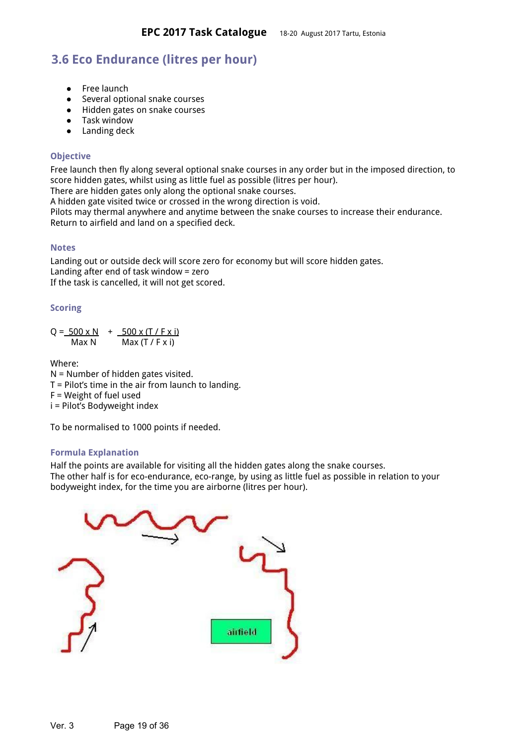## 3.6 Eco Endurance (litres per hour)

- Free launch
- Several optional snake courses
- Hidden gates on snake courses
- Task window
- Landing deck

### Objective

Free launch then fly along several optional snake courses in any order but in the imposed direction, to score hidden gates, whilst using as little fuel as possible (litres per hour).
There are hidden gates only along the optional snake courses.
A hidden gate visited twice or crossed in the wrong direction is void.
Pilots may thermal anywhere and anytime between the snake courses to increase their endurance.
Return to airfield and land on a specified deck.

### Notes

Landing out or outside deck will score zero for economy but will score hidden gates.
Landing after end of task window = zero
If the task is cancelled, it will not get scored.

### Scoring

$$Q = \frac{500 \times N}{\text{Max } N} + \frac{500 \times (T / F \times i)}{\text{Max } (T / F \times i)}$$

Where:
N = Number of hidden gates visited.
T = Pilot's time in the air from launch to landing.
F = Weight of fuel used
i = Pilot's Bodyweight index

To be normalised to 1000 points if needed.

### Formula Explanation

Half the points are available for visiting all the hidden gates along the snake courses.
The other half is for eco-endurance, eco-range, by using as little fuel as possible in relation to your bodyweight index, for the time you are airborne (litres per hour).

airfield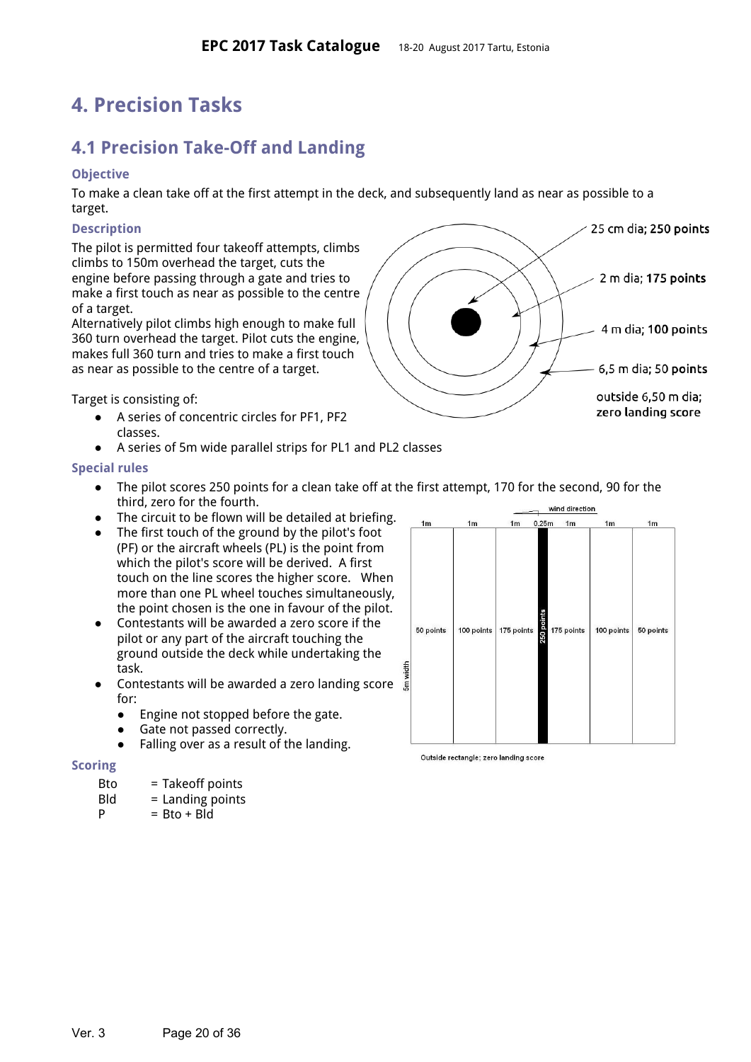# 4. Precision Tasks

## 4.1 Precision Take-Off and Landing

### Objective

To make a clean take off at the first attempt in the deck, and subsequently land as near as possible to a target.

### Description

The pilot is permitted four takeoff attempts, climbs climbs to 150m overhead the target, cuts the engine before passing through a gate and tries to make a first touch as near as possible to the centre of a target.

Alternatively pilot climbs high enough to make full 360 turn overhead the target. Pilot cuts the engine, makes full 360 turn and tries to make a first touch as near as possible to the centre of a target.

25 cm dia; **250 points**

2 m dia; **175 points**

4 m dia; **100 points**

6,5 m dia; **50 points**

outside 6,50 m dia; zero landing score

Target is consisting of:

- A series of concentric circles for PF1, PF2 classes.
- A series of 5m wide parallel strips for PL1 and PL2 classes

### Special rules

- The pilot scores 250 points for a clean take off at the first attempt, 170 for the second, 90 for the third, zero for the fourth.
- The circuit to be flown will be detailed at briefing.
- The first touch of the ground by the pilot's foot (PF) or the aircraft wheels (PL) is the point from which the pilot's score will be derived. A first touch on the line scores the higher score. When more than one PL wheel touches simultaneously, the point chosen is the one in favour of the pilot.
- Contestants will be awarded a zero score if the pilot or any part of the aircraft touching the ground outside the deck while undertaking the task.
- Contestants will be awarded a zero landing score for:
  - Engine not stopped before the gate.
  - Gate not passed correctly.
  - Falling over as a result of the landing.

wind direction

| 1m | 1m | 1m | 0.25m | 1m | 1m | 1m |
|---|---|---|---|---|---|---|
| 50 points | 100 points | 175 points | 250 points | 175 points | 100 points | 50 points |

5m width

Outside rectangle: zero landing score

### Scoring

| | |
|---|---|
| Bto | = Takeoff points |
| Bld | = Landing points |
| P | = Bto + Bld |

Ver. 3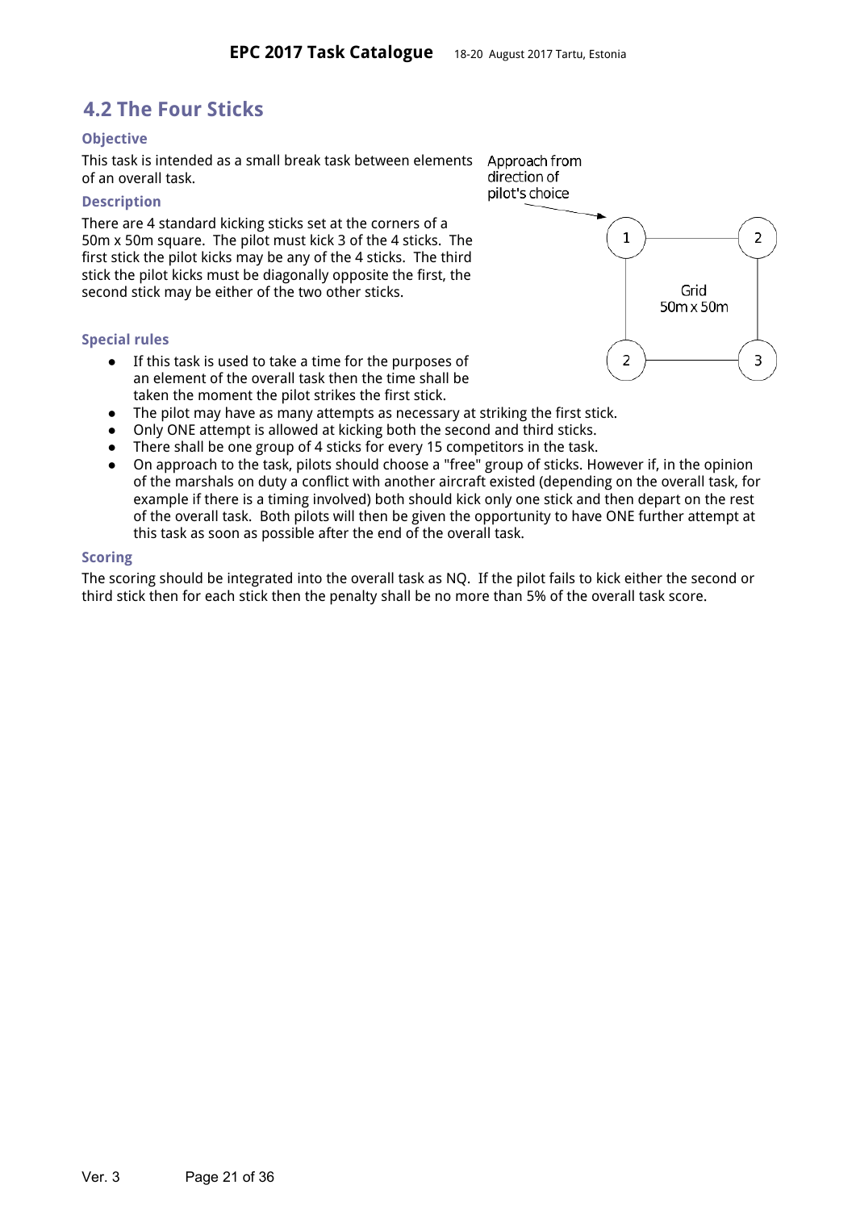## 4.2 The Four Sticks

### Objective

This task is intended as a small break task between elements of an overall task.

### Description

There are 4 standard kicking sticks set at the corners of a 50m x 50m square. The pilot must kick 3 of the 4 sticks. The first stick the pilot kicks may be any of the 4 sticks. The third stick the pilot kicks must be diagonally opposite the first, the second stick may be either of the two other sticks.

Approach from direction of pilot's choice

Grid 50m x 50m

### Special rules

- If this task is used to take a time for the purposes of an element of the overall task then the time shall be taken the moment the pilot strikes the first stick.
- The pilot may have as many attempts as necessary at striking the first stick.
- Only ONE attempt is allowed at kicking both the second and third sticks.
- There shall be one group of 4 sticks for every 15 competitors in the task.
- On approach to the task, pilots should choose a "free" group of sticks. However if, in the opinion of the marshals on duty a conflict with another aircraft existed (depending on the overall task, for example if there is a timing involved) both should kick only one stick and then depart on the rest of the overall task. Both pilots will then be given the opportunity to have ONE further attempt at this task as soon as possible after the end of the overall task.

### Scoring

The scoring should be integrated into the overall task as NQ. If the pilot fails to kick either the second or third stick then for each stick then the penalty shall be no more than 5% of the overall task score.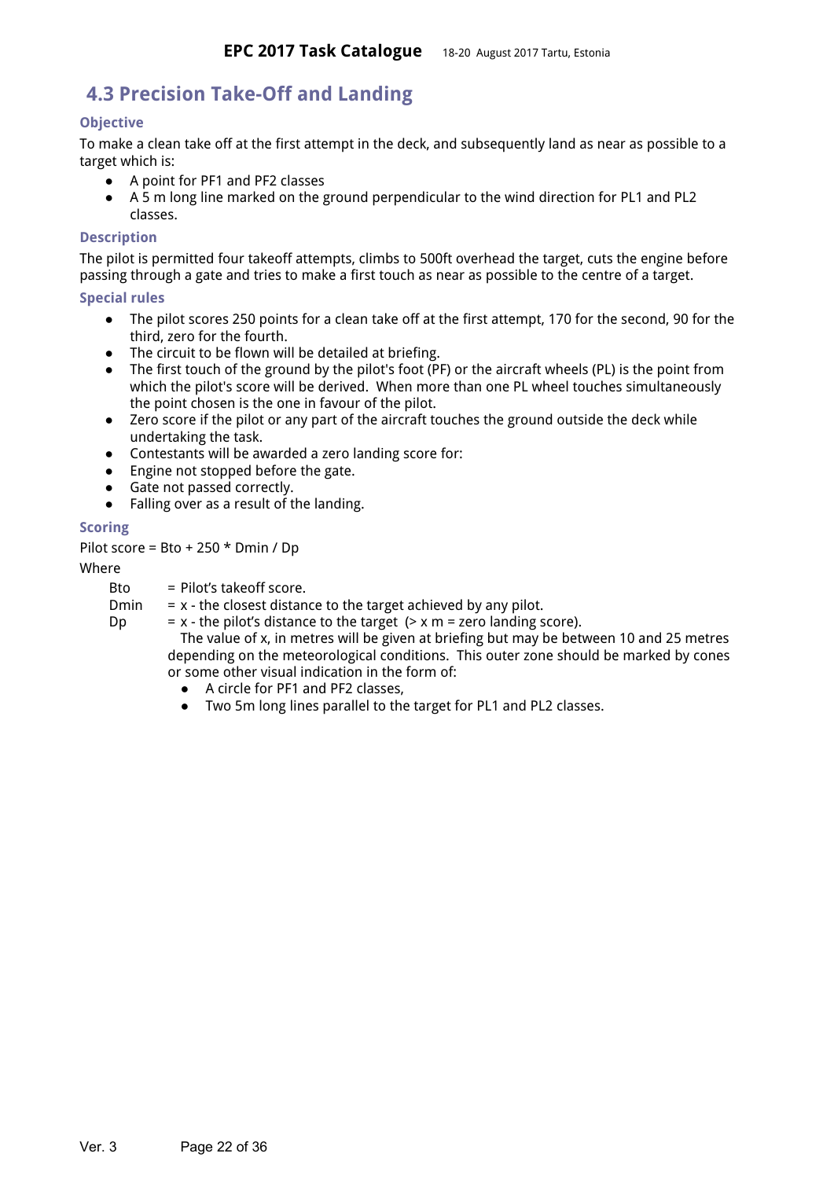## 4.3 Precision Take-Off and Landing

### Objective

To make a clean take off at the first attempt in the deck, and subsequently land as near as possible to a target which is:

- A point for PF1 and PF2 classes
- A 5 m long line marked on the ground perpendicular to the wind direction for PL1 and PL2 classes.

### Description

The pilot is permitted four takeoff attempts, climbs to 500ft overhead the target, cuts the engine before passing through a gate and tries to make a first touch as near as possible to the centre of a target.

### Special rules

- The pilot scores 250 points for a clean take off at the first attempt, 170 for the second, 90 for the third, zero for the fourth.
- The circuit to be flown will be detailed at briefing.
- The first touch of the ground by the pilot's foot (PF) or the aircraft wheels (PL) is the point from which the pilot's score will be derived. When more than one PL wheel touches simultaneously the point chosen is the one in favour of the pilot.
- Zero score if the pilot or any part of the aircraft touches the ground outside the deck while undertaking the task.
- Contestants will be awarded a zero landing score for:
- Engine not stopped before the gate.
- Gate not passed correctly.
- Falling over as a result of the landing.

### Scoring

Pilot score = Bto + 250 * Dmin / Dp

Where

Bto = Pilot's takeoff score.

Dmin = x - the closest distance to the target achieved by any pilot.

Dp = x - the pilot's distance to the target (> x m = zero landing score).

The value of x, in metres will be given at briefing but may be between 10 and 25 metres depending on the meteorological conditions. This outer zone should be marked by cones or some other visual indication in the form of:

- A circle for PF1 and PF2 classes,
- Two 5m long lines parallel to the target for PL1 and PL2 classes.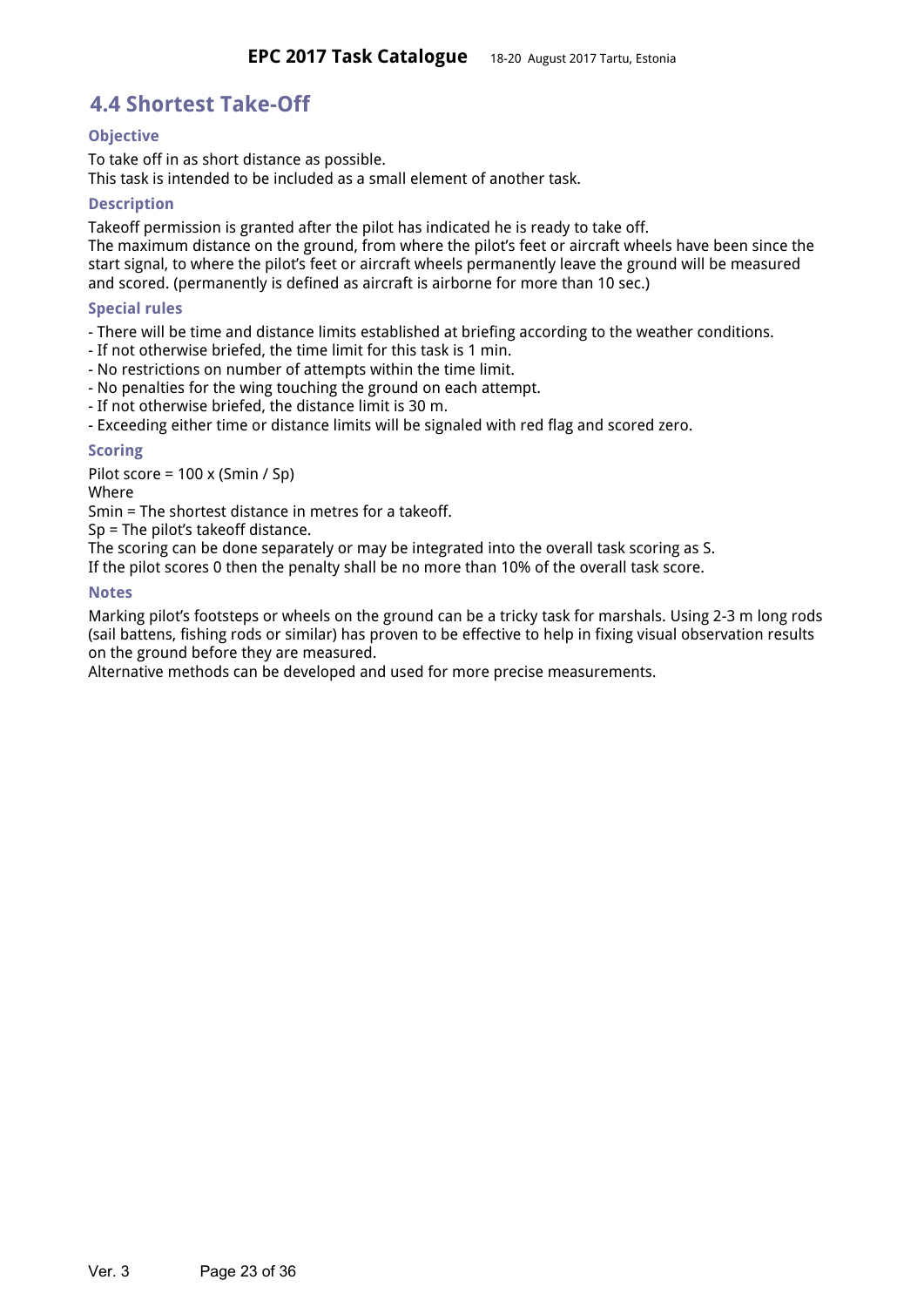## 4.4 Shortest Take-Off

### Objective

To take off in as short distance as possible.
This task is intended to be included as a small element of another task.

### Description

Takeoff permission is granted after the pilot has indicated he is ready to take off.
The maximum distance on the ground, from where the pilot's feet or aircraft wheels have been since the start signal, to where the pilot's feet or aircraft wheels permanently leave the ground will be measured and scored. (permanently is defined as aircraft is airborne for more than 10 sec.)

### Special rules

- There will be time and distance limits established at briefing according to the weather conditions.
- If not otherwise briefed, the time limit for this task is 1 min.
- No restrictions on number of attempts within the time limit.
- No penalties for the wing touching the ground on each attempt.
- If not otherwise briefed, the distance limit is 30 m.
- Exceeding either time or distance limits will be signaled with red flag and scored zero.

### Scoring

Pilot score = 100 x (Smin / Sp)
Where
Smin = The shortest distance in metres for a takeoff.
Sp = The pilot's takeoff distance.
The scoring can be done separately or may be integrated into the overall task scoring as S.
If the pilot scores 0 then the penalty shall be no more than 10% of the overall task score.

### Notes

Marking pilot's footsteps or wheels on the ground can be a tricky task for marshals. Using 2-3 m long rods (sail battens, fishing rods or similar) has proven to be effective to help in fixing visual observation results on the ground before they are measured.
Alternative methods can be developed and used for more precise measurements.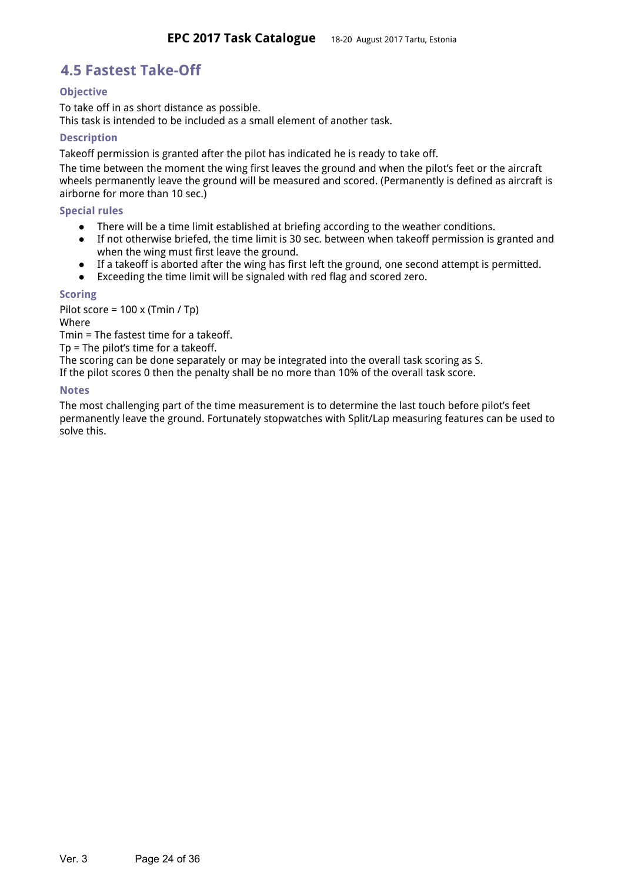## 4.5 Fastest Take-Off

### Objective

To take off in as short distance as possible.
This task is intended to be included as a small element of another task.

### Description

Takeoff permission is granted after the pilot has indicated he is ready to take off.

The time between the moment the wing first leaves the ground and when the pilot's feet or the aircraft wheels permanently leave the ground will be measured and scored. (Permanently is defined as aircraft is airborne for more than 10 sec.)

### Special rules

- There will be a time limit established at briefing according to the weather conditions.
- If not otherwise briefed, the time limit is 30 sec. between when takeoff permission is granted and when the wing must first leave the ground.
- If a takeoff is aborted after the wing has first left the ground, one second attempt is permitted.
- Exceeding the time limit will be signaled with red flag and scored zero.

### Scoring

Pilot score = 100 x ($T_{min}$ / $T_p$)
Where
$T_{min}$ = The fastest time for a takeoff.
$T_p$ = The pilot's time for a takeoff.
The scoring can be done separately or may be integrated into the overall task scoring as S.
If the pilot scores 0 then the penalty shall be no more than 10% of the overall task score.

### Notes

The most challenging part of the time measurement is to determine the last touch before pilot's feet permanently leave the ground. Fortunately stopwatches with Split/Lap measuring features can be used to solve this.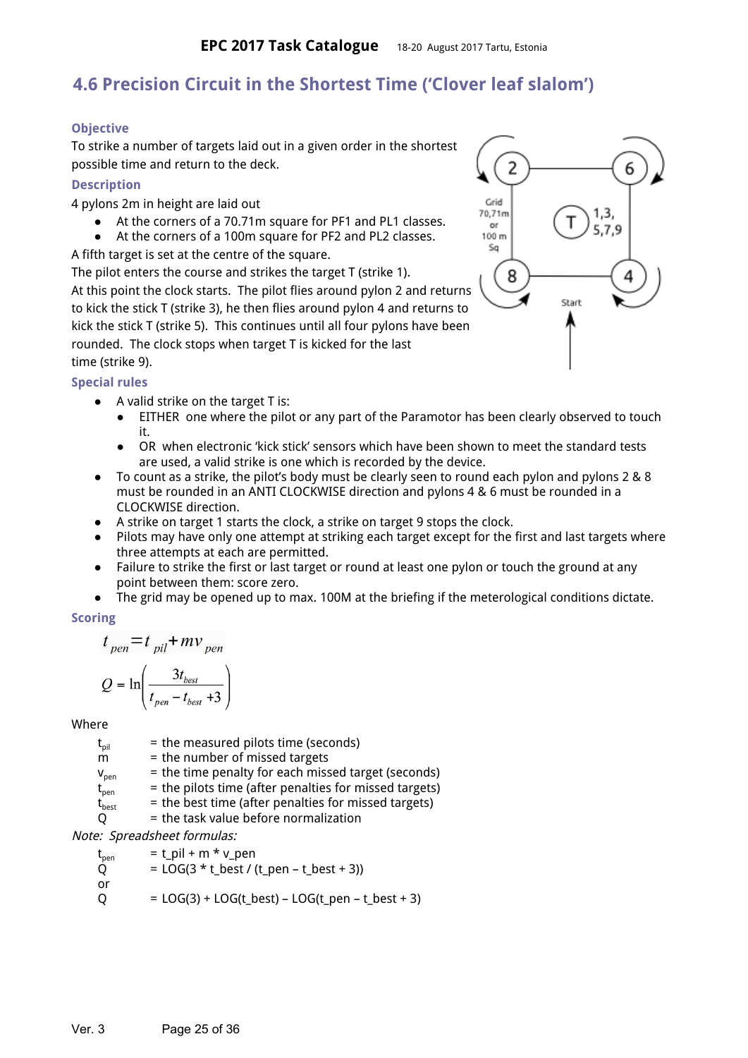## 4.6 Precision Circuit in the Shortest Time ('Clover leaf slalom')

### Objective

To strike a number of targets laid out in a given order in the shortest possible time and return to the deck.

### Description

4 pylons 2m in height are laid out

- At the corners of a 70.71m square for PF1 and PL1 classes.
- At the corners of a 100m square for PF2 and PL2 classes.

A fifth target is set at the centre of the square.

The pilot enters the course and strikes the target T (strike 1).

At this point the clock starts. The pilot flies around pylon 2 and returns to kick the stick T (strike 3), he then flies around pylon 4 and returns to kick the stick T (strike 5). This continues until all four pylons have been rounded. The clock stops when target T is kicked for the last time (strike 9).

### Special rules

- A valid strike on the target T is:
  - EITHER one where the pilot or any part of the Paramotor has been clearly observed to touch it.
  - OR when electronic 'kick stick' sensors which have been shown to meet the standard tests are used, a valid strike is one which is recorded by the device.
- To count as a strike, the pilot's body must be clearly seen to round each pylon and pylons 2 & 8 must be rounded in an ANTI CLOCKWISE direction and pylons 4 & 6 must be rounded in a CLOCKWISE direction.
- A strike on target 1 starts the clock, a strike on target 9 stops the clock.
- Pilots may have only one attempt at striking each target except for the first and last targets where three attempts at each are permitted.
- Failure to strike the first or last target or round at least one pylon or touch the ground at any point between them: score zero.
- The grid may be opened up to max. 100M at the briefing if the meterological conditions dictate.

### Scoring

$$t_{pen} = t_{pil} + m v_{pen}$$

$$Q = \ln\left(\frac{3t_{best}}{t_{pen} - t_{best} + 3}\right)$$

Where

- $t_{pil}$ = the measured pilots time (seconds)
- $m$ = the number of missed targets
- $v_{pen}$ = the time penalty for each missed target (seconds)
- $t_{pen}$ = the pilots time (after penalties for missed targets)
- $t_{best}$ = the best time (after penalties for missed targets)
- $Q$ = the task value before normalization

*Note: Spreadsheet formulas:*

- $t_{pen}$ = t_pil + m * v_pen
- $Q$ = LOG(3 * t_best / (t_pen – t_best + 3))

or

- $Q$ = LOG(3) + LOG(t_best) – LOG(t_pen – t_best + 3)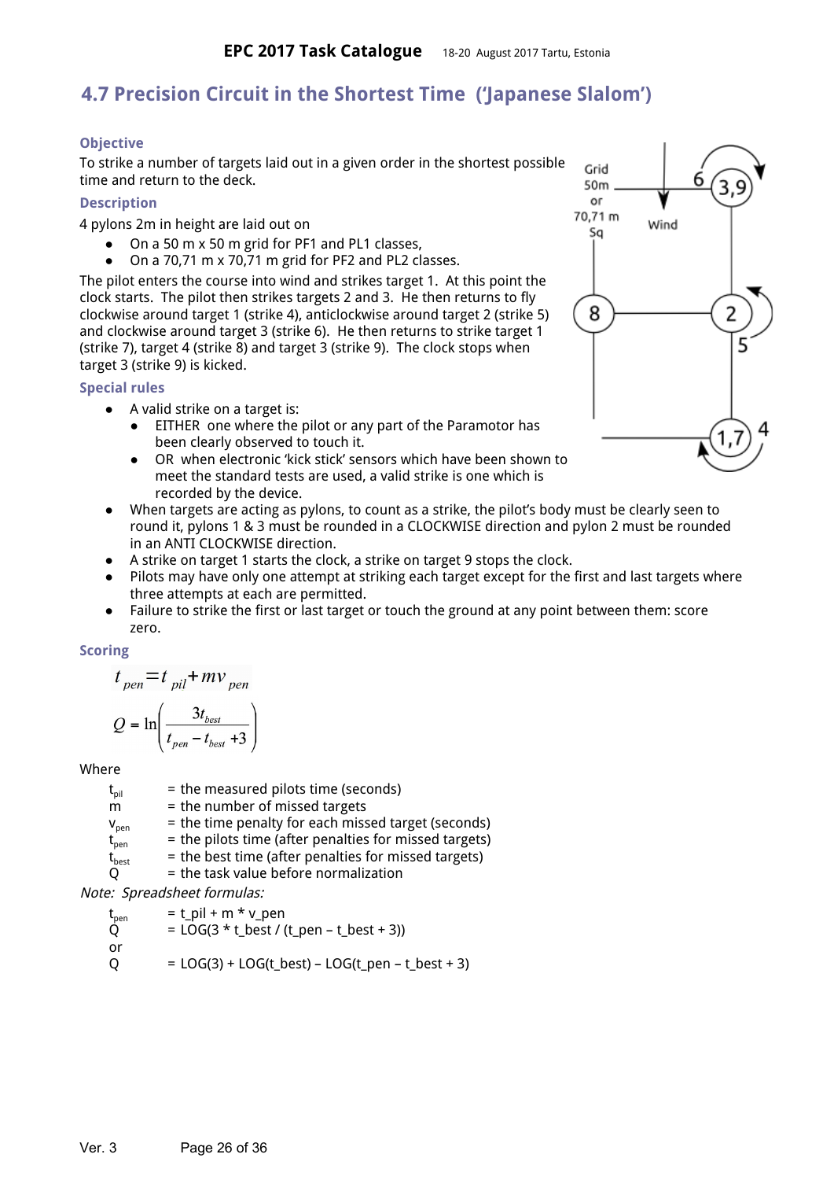## 4.7 Precision Circuit in the Shortest Time ('Japanese Slalom')

### Objective

To strike a number of targets laid out in a given order in the shortest possible time and return to the deck.

### Description

4 pylons 2m in height are laid out on

- On a 50 m x 50 m grid for PF1 and PL1 classes,
- On a 70,71 m x 70,71 m grid for PF2 and PL2 classes.

The pilot enters the course into wind and strikes target 1. At this point the clock starts. The pilot then strikes targets 2 and 3. He then returns to fly clockwise around target 1 (strike 4), anticlockwise around target 2 (strike 5) and clockwise around target 3 (strike 6). He then returns to target 1 (strike 7), target 4 (strike 8) and target 3 (strike 9). The clock stops when target 3 (strike 9) is kicked.

Grid 50m or 70,71 m Sq

Wind

### Special rules

- A valid strike on a target is:
  - EITHER one where the pilot or any part of the Paramotor has been clearly observed to touch it.
  - OR when electronic 'kick stick' sensors which have been shown to meet the standard tests are used, a valid strike is one which is recorded by the device.
- When targets are acting as pylons, to count as a strike, the pilot's body must be clearly seen to round it, pylons 1 & 3 must be rounded in a CLOCKWISE direction and pylon 2 must be rounded in an ANTI CLOCKWISE direction.
- A strike on target 1 starts the clock, a strike on target 9 stops the clock.
- Pilots may have only one attempt at striking each target except for the first and last targets where three attempts at each are permitted.
- Failure to strike the first or last target or touch the ground at any point between them: score zero.

### Scoring

$$t_{pen} = t_{pil} + m v_{pen}$$

$$Q = \ln\left(\frac{3t_{best}}{t_{pen} - t_{best} + 3}\right)$$

Where

$t_{pil}$ = the measured pilots time (seconds)
$m$ = the number of missed targets
$v_{pen}$ = the time penalty for each missed target (seconds)
$t_{pen}$ = the pilots time (after penalties for missed targets)
$t_{best}$ = the best time (after penalties for missed targets)
$Q$ = the task value before normalization

*Note: Spreadsheet formulas:*

$t_{pen}$ = t_pil + m * v_pen
$Q$ = LOG(3 * t_best / (t_pen – t_best + 3))
or
$Q$ = LOG(3) + LOG(t_best) – LOG(t_pen – t_best + 3)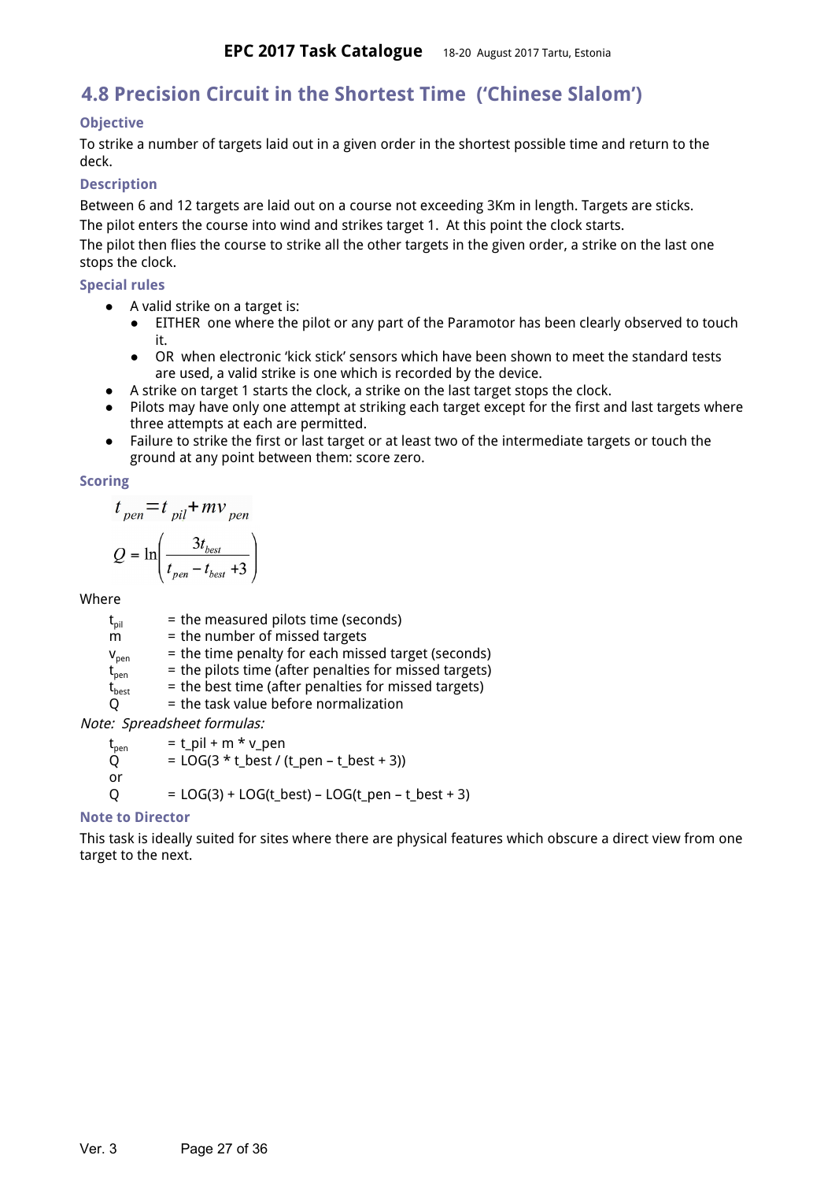## 4.8 Precision Circuit in the Shortest Time ('Chinese Slalom')

### Objective

To strike a number of targets laid out in a given order in the shortest possible time and return to the deck.

### Description

Between 6 and 12 targets are laid out on a course not exceeding 3Km in length. Targets are sticks.

The pilot enters the course into wind and strikes target 1. At this point the clock starts.

The pilot then flies the course to strike all the other targets in the given order, a strike on the last one stops the clock.

### Special rules

- A valid strike on a target is:
  - EITHER one where the pilot or any part of the Paramotor has been clearly observed to touch it.
  - OR when electronic 'kick stick' sensors which have been shown to meet the standard tests are used, a valid strike is one which is recorded by the device.
- A strike on target 1 starts the clock, a strike on the last target stops the clock.
- Pilots may have only one attempt at striking each target except for the first and last targets where three attempts at each are permitted.
- Failure to strike the first or last target or at least two of the intermediate targets or touch the ground at any point between them: score zero.

### Scoring

$$t_{pen} = t_{pil} + m v_{pen}$$

$$Q = \ln\left(\frac{3t_{best}}{t_{pen} - t_{best} + 3}\right)$$

Where

$t_{pil}$ = the measured pilots time (seconds)
m = the number of missed targets
$v_{pen}$ = the time penalty for each missed target (seconds)
$t_{pen}$ = the pilots time (after penalties for missed targets)
$t_{best}$ = the best time (after penalties for missed targets)
Q = the task value before normalization

*Note: Spreadsheet formulas:*

$t_{pen}$ = t_pil + m * v_pen
Q = LOG(3 * t_best / (t_pen – t_best + 3))
or
Q = LOG(3) + LOG(t_best) – LOG(t_pen – t_best + 3)

### Note to Director

This task is ideally suited for sites where there are physical features which obscure a direct view from one target to the next.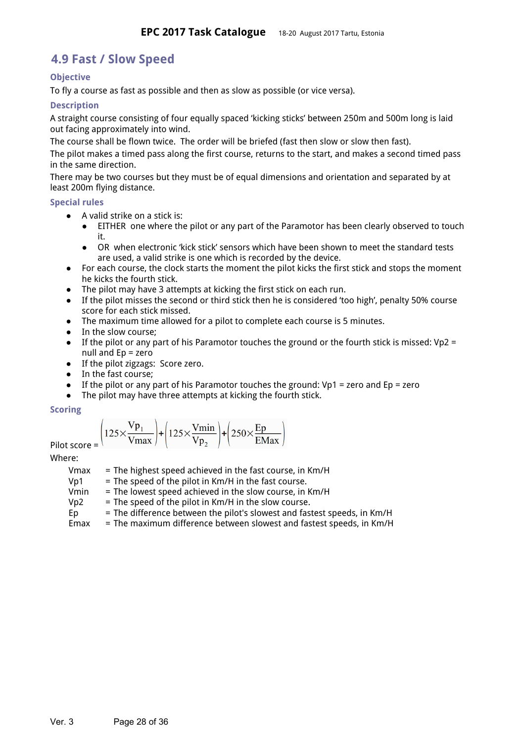## 4.9 Fast / Slow Speed

### Objective

To fly a course as fast as possible and then as slow as possible (or vice versa).

### Description

A straight course consisting of four equally spaced 'kicking sticks' between 250m and 500m long is laid out facing approximately into wind.

The course shall be flown twice. The order will be briefed (fast then slow or slow then fast).

The pilot makes a timed pass along the first course, returns to the start, and makes a second timed pass in the same direction.

There may be two courses but they must be of equal dimensions and orientation and separated by at least 200m flying distance.

### Special rules

- A valid strike on a stick is:
  - EITHER one where the pilot or any part of the Paramotor has been clearly observed to touch it.
  - OR when electronic 'kick stick' sensors which have been shown to meet the standard tests are used, a valid strike is one which is recorded by the device.
- For each course, the clock starts the moment the pilot kicks the first stick and stops the moment he kicks the fourth stick.
- The pilot may have 3 attempts at kicking the first stick on each run.
- If the pilot misses the second or third stick then he is considered 'too high', penalty 50% course score for each stick missed.
- The maximum time allowed for a pilot to complete each course is 5 minutes.
- In the slow course;
- If the pilot or any part of his Paramotor touches the ground or the fourth stick is missed: Vp2 = null and Ep = zero
- If the pilot zigzags: Score zero.
- In the fast course;
- If the pilot or any part of his Paramotor touches the ground: Vp1 = zero and Ep = zero
- The pilot may have three attempts at kicking the fourth stick.

### Scoring

Pilot score = $$\left(125 \times \frac{Vp_1}{Vmax}\right) + \left(125 \times \frac{Vmin}{Vp_2}\right) + \left(250 \times \frac{Ep}{EMax}\right)$$

Where:

- Vmax = The highest speed achieved in the fast course, in Km/H
- Vp1 = The speed of the pilot in Km/H in the fast course.
- Vmin = The lowest speed achieved in the slow course, in Km/H
- Vp2 = The speed of the pilot in Km/H in the slow course.
- Ep = The difference between the pilot's slowest and fastest speeds, in Km/H
- Emax = The maximum difference between slowest and fastest speeds, in Km/H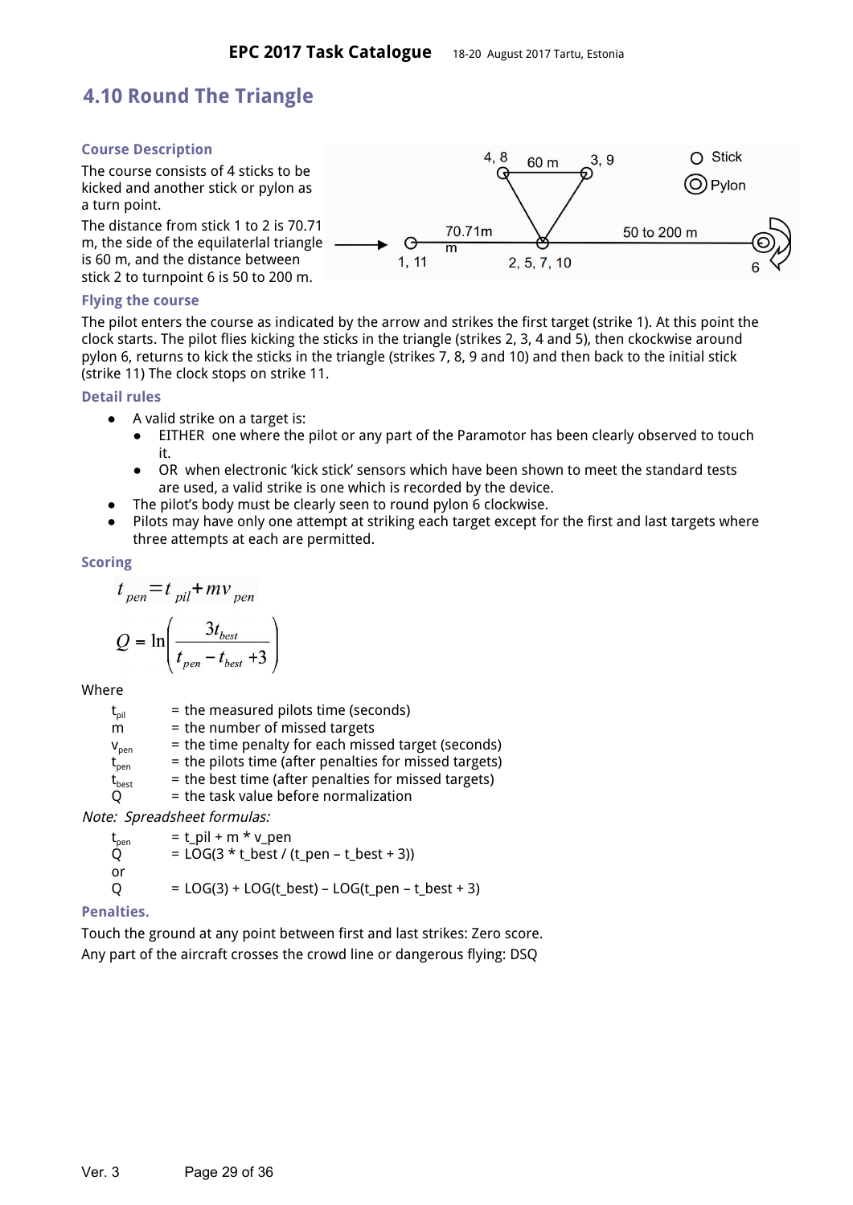## 4.10 Round The Triangle

### Course Description

The course consists of 4 sticks to be kicked and another stick or pylon as a turn point.

The distance from stick 1 to 2 is 70.71 m, the side of the equilaterlal triangle is 60 m, and the distance between stick 2 to turnpoint 6 is 50 to 200 m.

### Flying the course

The pilot enters the course as indicated by the arrow and strikes the first target (strike 1). At this point the clock starts. The pilot flies kicking the sticks in the triangle (strikes 2, 3, 4 and 5), then ckockwise around pylon 6, returns to kick the sticks in the triangle (strikes 7, 8, 9 and 10) and then back to the initial stick (strike 11) The clock stops on strike 11.

### Detail rules

- A valid strike on a target is:
  - EITHER one where the pilot or any part of the Paramotor has been clearly observed to touch it.
  - OR when electronic 'kick stick' sensors which have been shown to meet the standard tests are used, a valid strike is one which is recorded by the device.
- The pilot's body must be clearly seen to round pylon 6 clockwise.
- Pilots may have only one attempt at striking each target except for the first and last targets where three attempts at each are permitted.

### Scoring

$$t_{pen} = t_{pil} + mv_{pen}$$

$$Q = \ln\left(\frac{3t_{best}}{t_{pen} - t_{best} + 3}\right)$$

Where

- $t_{pil}$ = the measured pilots time (seconds)
- $m$ = the number of missed targets
- $v_{pen}$ = the time penalty for each missed target (seconds)
- $t_{pen}$ = the pilots time (after penalties for missed targets)
- $t_{best}$ = the best time (after penalties for missed targets)
- $Q$ = the task value before normalization

*Note: Spreadsheet formulas:*

$t_{pen}$ = t_pil + m * v_pen
$Q$ = LOG(3 * t_best / (t_pen – t_best + 3))
or
$Q$ = LOG(3) + LOG(t_best) – LOG(t_pen – t_best + 3)

### Penalties.

Touch the ground at any point between first and last strikes: Zero score.
Any part of the aircraft crosses the crowd line or dangerous flying: DSQ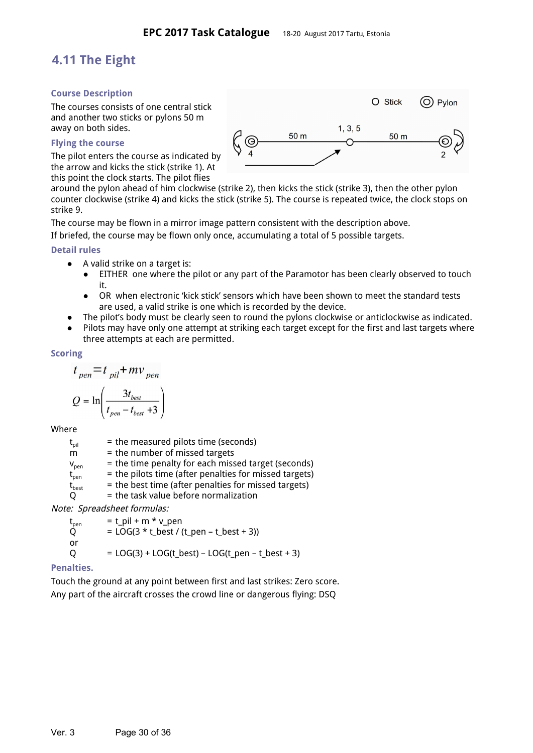## 4.11 The Eight

### Course Description

The courses consists of one central stick and another two sticks or pylons 50 m away on both sides.

### Flying the course

The pilot enters the course as indicated by the arrow and kicks the stick (strike 1). At this point the clock starts. The pilot flies around the pylon ahead of him clockwise (strike 2), then kicks the stick (strike 3), then the other pylon counter clockwise (strike 4) and kicks the stick (strike 5). The course is repeated twice, the clock stops on strike 9.

The course may be flown in a mirror image pattern consistent with the description above.

If briefed, the course may be flown only once, accumulating a total of 5 possible targets.

### Detail rules

- A valid strike on a target is:
  - EITHER one where the pilot or any part of the Paramotor has been clearly observed to touch it.
  - OR when electronic 'kick stick' sensors which have been shown to meet the standard tests are used, a valid strike is one which is recorded by the device.
- The pilot's body must be clearly seen to round the pylons clockwise or anticlockwise as indicated.
- Pilots may have only one attempt at striking each target except for the first and last targets where three attempts at each are permitted.

### Scoring

$$t_{pen} = t_{pil} + m v_{pen}$$

$$Q = \ln\left(\frac{3t_{best}}{t_{pen} - t_{best} + 3}\right)$$

Where

- $t_{pil}$ = the measured pilots time (seconds)
- $m$ = the number of missed targets
- $v_{pen}$ = the time penalty for each missed target (seconds)
- $t_{pen}$ = the pilots time (after penalties for missed targets)
- $t_{best}$ = the best time (after penalties for missed targets)
- $Q$ = the task value before normalization

*Note: Spreadsheet formulas:*

- $t_{pen}$ = t_pil + m * v_pen
- Q = LOG(3 * t_best / (t_pen – t_best + 3))

or

- Q = LOG(3) + LOG(t_best) – LOG(t_pen – t_best + 3)

### Penalties.

Touch the ground at any point between first and last strikes: Zero score.

Any part of the aircraft crosses the crowd line or dangerous flying: DSQ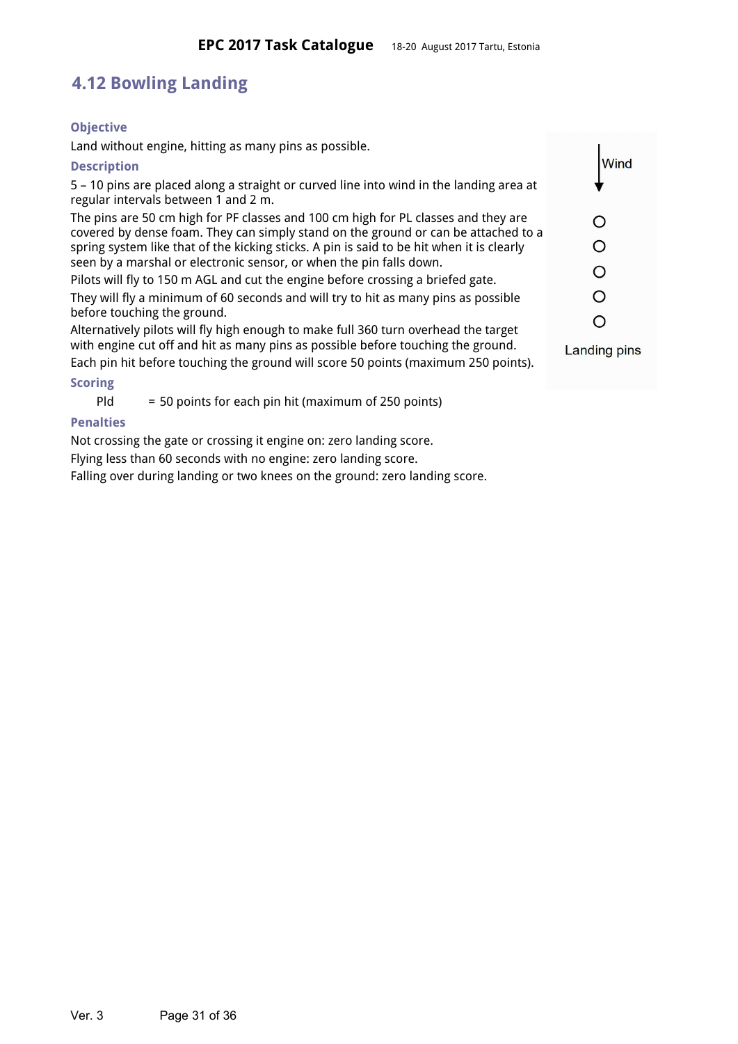## 4.12 Bowling Landing

### Objective

Land without engine, hitting as many pins as possible.

### Description

5 – 10 pins are placed along a straight or curved line into wind in the landing area at regular intervals between 1 and 2 m.

The pins are 50 cm high for PF classes and 100 cm high for PL classes and they are covered by dense foam. They can simply stand on the ground or can be attached to a spring system like that of the kicking sticks. A pin is said to be hit when it is clearly seen by a marshal or electronic sensor, or when the pin falls down.

Pilots will fly to 150 m AGL and cut the engine before crossing a briefed gate.

They will fly a minimum of 60 seconds and will try to hit as many pins as possible before touching the ground.

Alternatively pilots will fly high enough to make full 360 turn overhead the target with engine cut off and hit as many pins as possible before touching the ground.

Each pin hit before touching the ground will score 50 points (maximum 250 points).

Wind

Landing pins

### Scoring

Pld = 50 points for each pin hit (maximum of 250 points)

### Penalties

Not crossing the gate or crossing it engine on: zero landing score.

Flying less than 60 seconds with no engine: zero landing score.

Falling over during landing or two knees on the ground: zero landing score.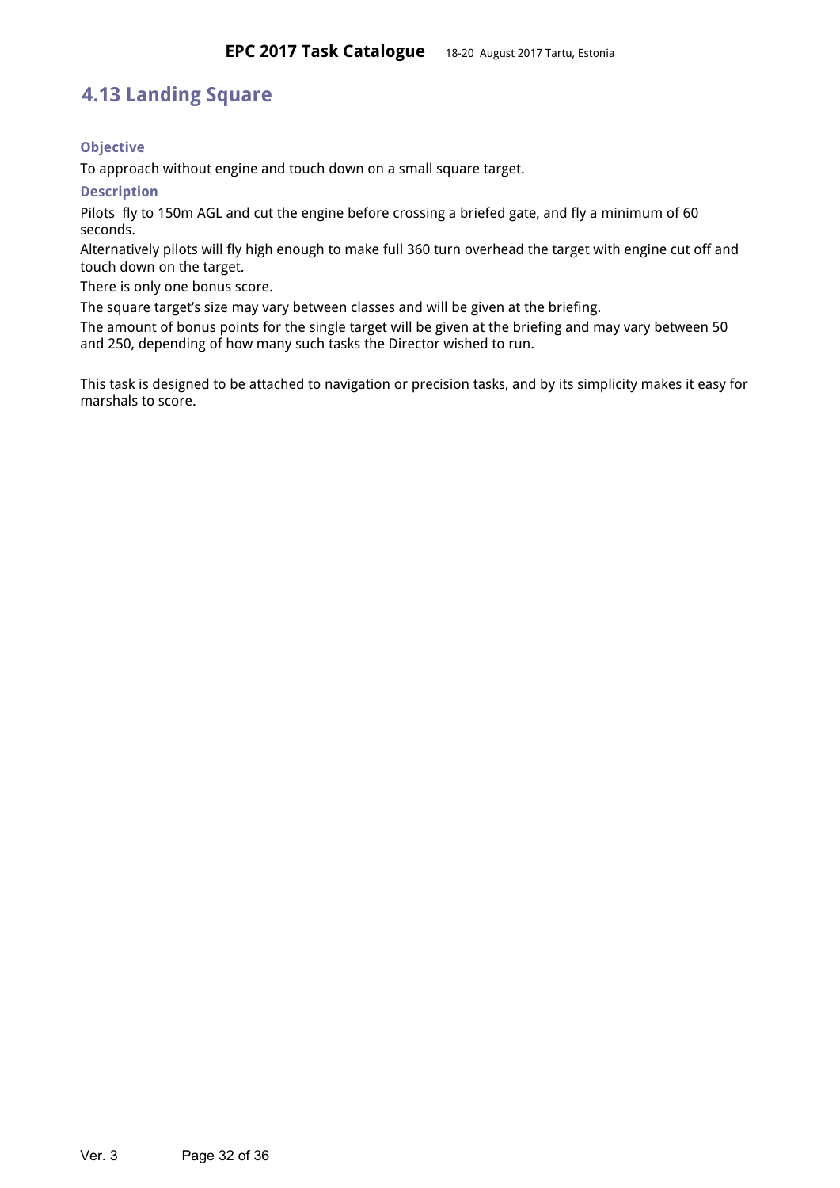## 4.13 Landing Square

### Objective

To approach without engine and touch down on a small square target.

### Description

Pilots fly to 150m AGL and cut the engine before crossing a briefed gate, and fly a minimum of 60 seconds.

Alternatively pilots will fly high enough to make full 360 turn overhead the target with engine cut off and touch down on the target.

There is only one bonus score.

The square target's size may vary between classes and will be given at the briefing.

The amount of bonus points for the single target will be given at the briefing and may vary between 50 and 250, depending of how many such tasks the Director wished to run.

This task is designed to be attached to navigation or precision tasks, and by its simplicity makes it easy for marshals to score.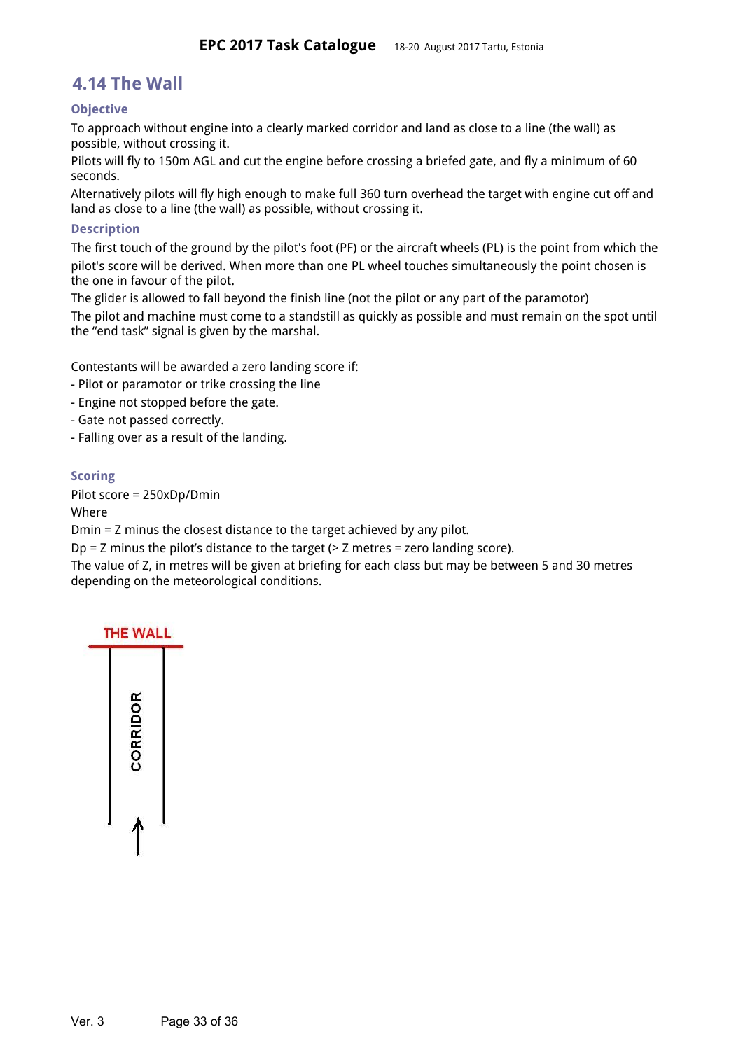## 4.14 The Wall

### Objective

To approach without engine into a clearly marked corridor and land as close to a line (the wall) as possible, without crossing it.

Pilots will fly to 150m AGL and cut the engine before crossing a briefed gate, and fly a minimum of 60 seconds.

Alternatively pilots will fly high enough to make full 360 turn overhead the target with engine cut off and land as close to a line (the wall) as possible, without crossing it.

### Description

The first touch of the ground by the pilot's foot (PF) or the aircraft wheels (PL) is the point from which the pilot's score will be derived. When more than one PL wheel touches simultaneously the point chosen is the one in favour of the pilot.

The glider is allowed to fall beyond the finish line (not the pilot or any part of the paramotor)

The pilot and machine must come to a standstill as quickly as possible and must remain on the spot until the "end task" signal is given by the marshal.

Contestants will be awarded a zero landing score if:

- Pilot or paramotor or trike crossing the line
- Engine not stopped before the gate.
- Gate not passed correctly.
- Falling over as a result of the landing.

### Scoring

Pilot score = 250xDp/Dmin

Where

Dmin = Z minus the closest distance to the target achieved by any pilot.

Dp = Z minus the pilot's distance to the target (> Z metres = zero landing score).

The value of Z, in metres will be given at briefing for each class but may be between 5 and 30 metres depending on the meteorological conditions.

THE WALL

CORRIDOR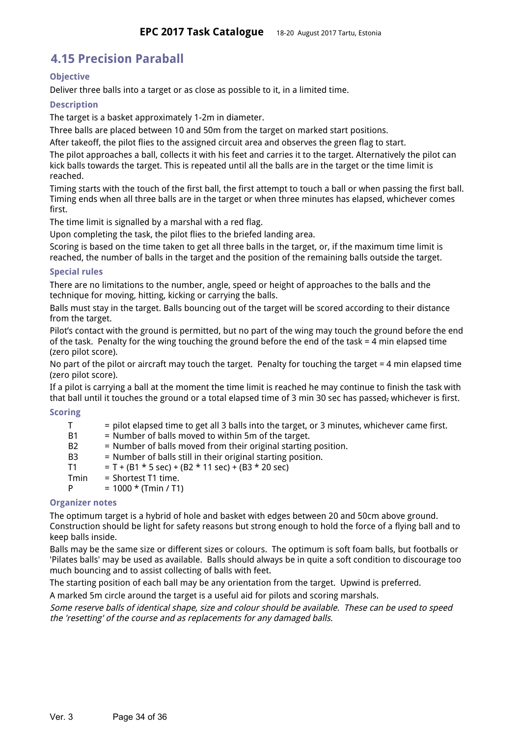## 4.15 Precision Paraball

### Objective

Deliver three balls into a target or as close as possible to it, in a limited time.

### Description

The target is a basket approximately 1-2m in diameter.

Three balls are placed between 10 and 50m from the target on marked start positions.

After takeoff, the pilot flies to the assigned circuit area and observes the green flag to start.

The pilot approaches a ball, collects it with his feet and carries it to the target. Alternatively the pilot can kick balls towards the target. This is repeated until all the balls are in the target or the time limit is reached.

Timing starts with the touch of the first ball, the first attempt to touch a ball or when passing the first ball. Timing ends when all three balls are in the target or when three minutes has elapsed, whichever comes first.

The time limit is signalled by a marshal with a red flag.

Upon completing the task, the pilot flies to the briefed landing area.

Scoring is based on the time taken to get all three balls in the target, or, if the maximum time limit is reached, the number of balls in the target and the position of the remaining balls outside the target.

### Special rules

There are no limitations to the number, angle, speed or height of approaches to the balls and the technique for moving, hitting, kicking or carrying the balls.

Balls must stay in the target. Balls bouncing out of the target will be scored according to their distance from the target.

Pilot's contact with the ground is permitted, but no part of the wing may touch the ground before the end of the task. Penalty for the wing touching the ground before the end of the task = 4 min elapsed time (zero pilot score).

No part of the pilot or aircraft may touch the target. Penalty for touching the target = 4 min elapsed time (zero pilot score).

If a pilot is carrying a ball at the moment the time limit is reached he may continue to finish the task with that ball until it touches the ground or a total elapsed time of 3 min 30 sec has passed, whichever is first.

### Scoring

| | |
|---|---|
| T | = pilot elapsed time to get all 3 balls into the target, or 3 minutes, whichever came first. |
| B1 | = Number of balls moved to within 5m of the target. |
| B2 | = Number of balls moved from their original starting position. |
| B3 | = Number of balls still in their original starting position. |
| T1 | = T + (B1 * 5 sec) + (B2 * 11 sec) + (B3 * 20 sec) |
| Tmin | = Shortest T1 time. |
| P | = 1000 * (Tmin / T1) |

### Organizer notes

The optimum target is a hybrid of hole and basket with edges between 20 and 50cm above ground. Construction should be light for safety reasons but strong enough to hold the force of a flying ball and to keep balls inside.

Balls may be the same size or different sizes or colours. The optimum is soft foam balls, but footballs or 'Pilates balls' may be used as available. Balls should always be in quite a soft condition to discourage too much bouncing and to assist collecting of balls with feet.

The starting position of each ball may be any orientation from the target. Upwind is preferred.

A marked 5m circle around the target is a useful aid for pilots and scoring marshals.

*Some reserve balls of identical shape, size and colour should be available. These can be used to speed the 'resetting' of the course and as replacements for any damaged balls.*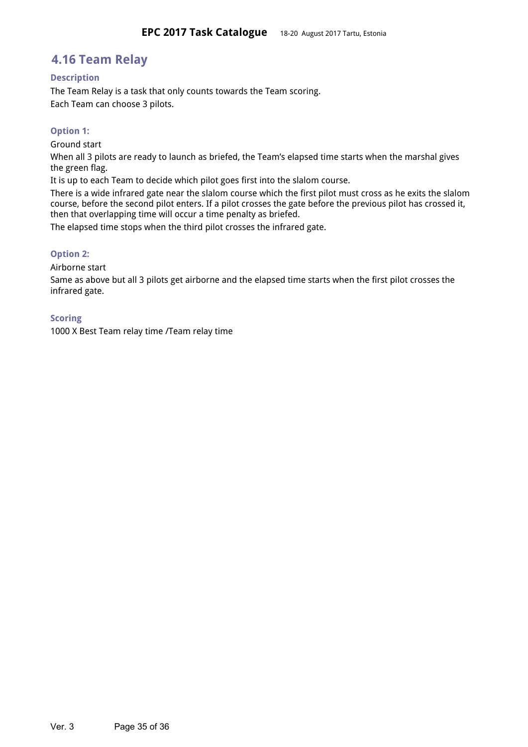## 4.16 Team Relay

### Description

The Team Relay is a task that only counts towards the Team scoring.

Each Team can choose 3 pilots.

### Option 1:

Ground start

When all 3 pilots are ready to launch as briefed, the Team's elapsed time starts when the marshal gives the green flag.

It is up to each Team to decide which pilot goes first into the slalom course.

There is a wide infrared gate near the slalom course which the first pilot must cross as he exits the slalom course, before the second pilot enters. If a pilot crosses the gate before the previous pilot has crossed it, then that overlapping time will occur a time penalty as briefed.

The elapsed time stops when the third pilot crosses the infrared gate.

### Option 2:

Airborne start

Same as above but all 3 pilots get airborne and the elapsed time starts when the first pilot crosses the infrared gate.

### Scoring

1000 X Best Team relay time /Team relay time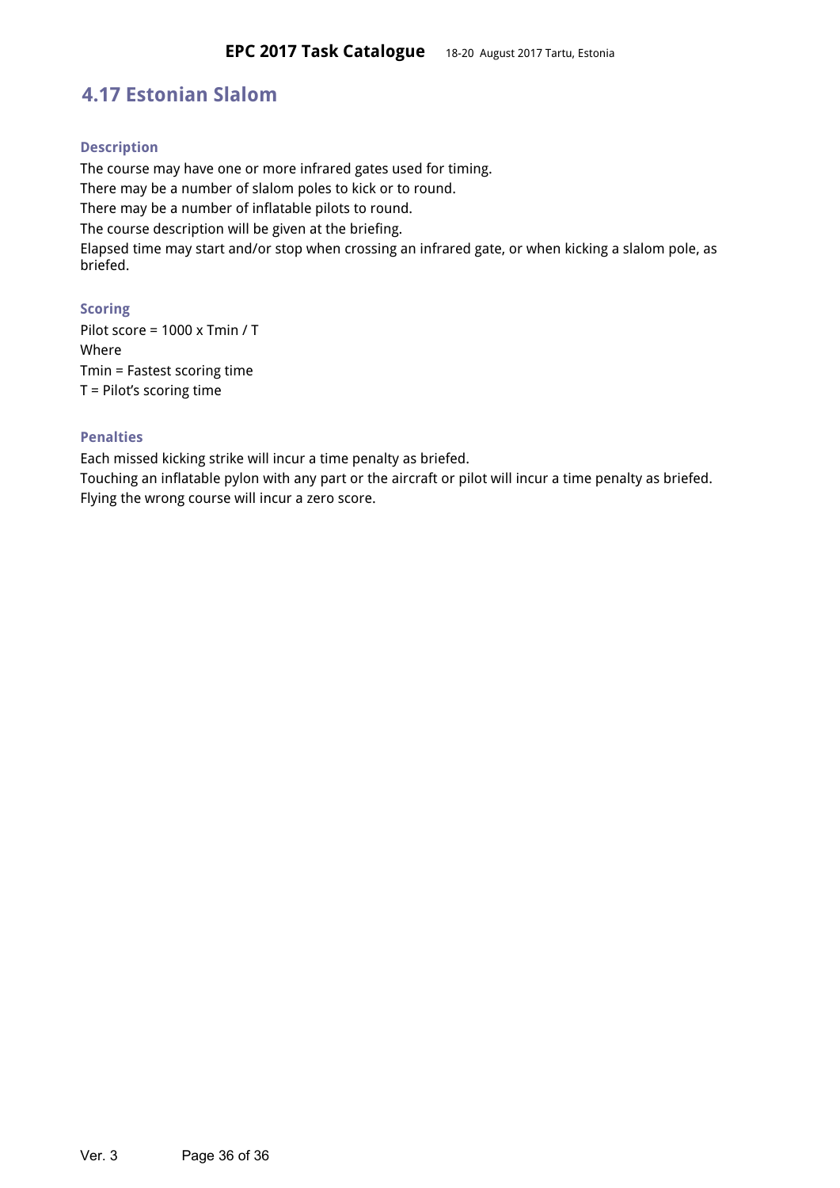## 4.17 Estonian Slalom

### Description

The course may have one or more infrared gates used for timing.

There may be a number of slalom poles to kick or to round.

There may be a number of inflatable pilots to round.

The course description will be given at the briefing.

Elapsed time may start and/or stop when crossing an infrared gate, or when kicking a slalom pole, as briefed.

### Scoring

Pilot score = 1000 x Tmin / T

Where

Tmin = Fastest scoring time

T = Pilot's scoring time

### Penalties

Each missed kicking strike will incur a time penalty as briefed.

Touching an inflatable pylon with any part or the aircraft or pilot will incur a time penalty as briefed.

Flying the wrong course will incur a zero score.